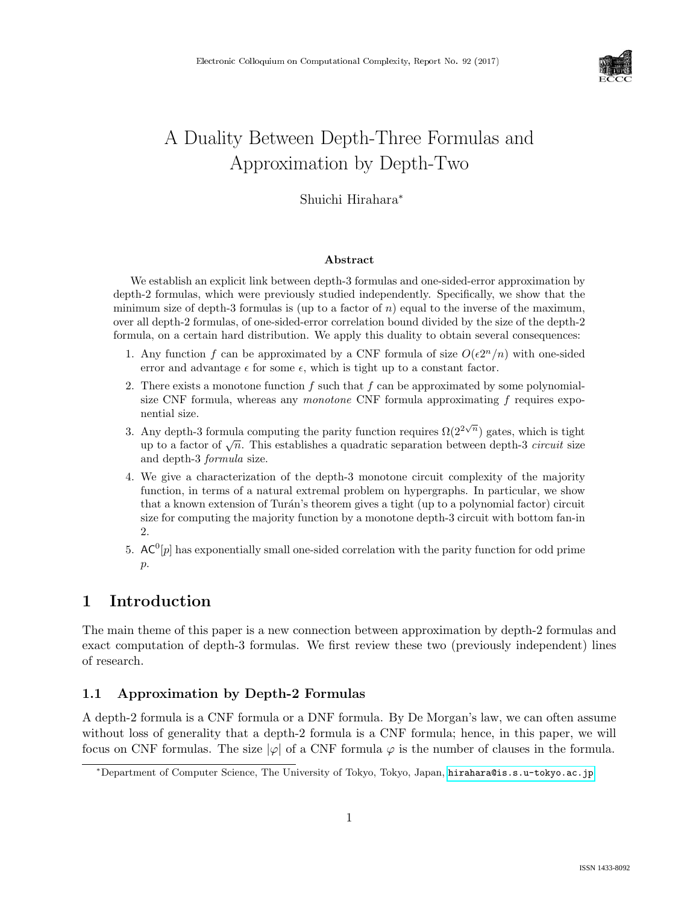# A Duality Between Depth-Three Formulas and Approximation by Depth-Two

Shuichi Hirahara[*]

### Abstract

We establish an explicit link between depth-3 formulas and one-sided-error approximation by depth-2 formulas, which were previously studied independently. Specifically, we show that the minimum size of depth-3 formulas is (up to a factor of $n$) equal to the inverse of the maximum, over all depth-2 formulas, of one-sided-error correlation bound divided by the size of the depth-2 formula, on a certain hard distribution. We apply this duality to obtain several consequences:

1. Any function $f$ can be approximated by a CNF formula of size $O(\epsilon 2^n/n)$ with one-sided error and advantage $\epsilon$ for some $\epsilon$, which is tight up to a constant factor.
2. There exists a monotone function $f$ such that $f$ can be approximated by some polynomial-size CNF formula, whereas any *monotone* CNF formula approximating $f$ requires exponential size.
3. Any depth-3 formula computing the parity function requires $\Omega(2^{2\sqrt{n}})$ gates, which is tight up to a factor of $\sqrt{n}$. This establishes a quadratic separation between depth-3 *circuit* size and depth-3 *formula* size.
4. We give a characterization of the depth-3 monotone circuit complexity of the majority function, in terms of a natural extremal problem on hypergraphs. In particular, we show that a known extension of Turán's theorem gives a tight (up to a polynomial factor) circuit size for computing the majority function by a monotone depth-3 circuit with bottom fan-in 2.
5. $\mathsf{AC}^0[p]$ has exponentially small one-sided correlation with the parity function for odd prime $p$.

## 1 Introduction

The main theme of this paper is a new connection between approximation by depth-2 formulas and exact computation of depth-3 formulas. We first review these two (previously independent) lines of research.

### 1.1 Approximation by Depth-2 Formulas

A depth-2 formula is a CNF formula or a DNF formula. By De Morgan's law, we can often assume without loss of generality that a depth-2 formula is a CNF formula; hence, in this paper, we will focus on CNF formulas. The size $|\varphi|$ of a CNF formula $\varphi$ is the number of clauses in the formula.

[*]Department of Computer Science, The University of Tokyo, Tokyo, Japan, hirahara@is.s.u-tokyo.ac.jp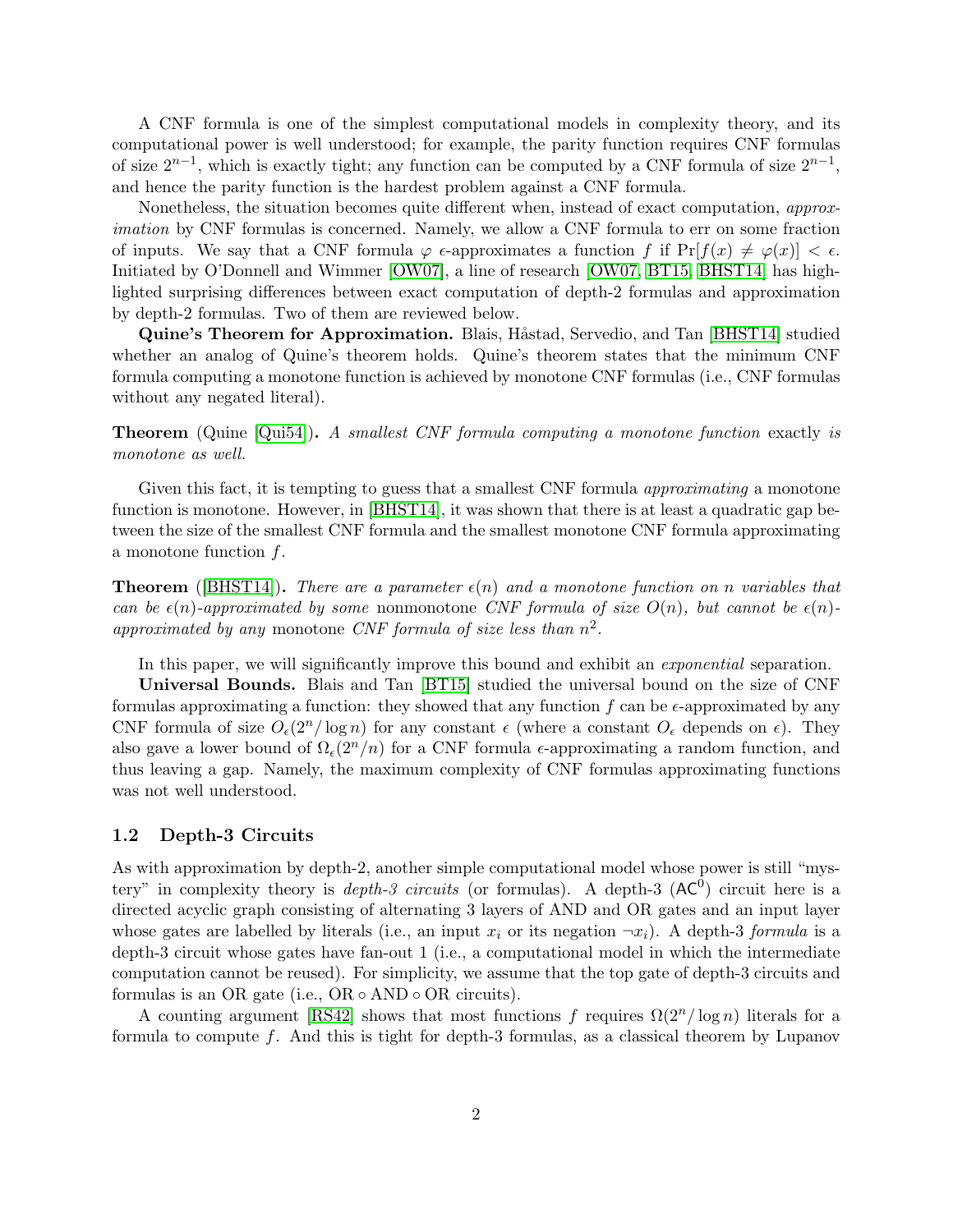A CNF formula is one of the simplest computational models in complexity theory, and its computational power is well understood; for example, the parity function requires CNF formulas of size $2^{n-1}$, which is exactly tight; any function can be computed by a CNF formula of size $2^{n-1}$, and hence the parity function is the hardest problem against a CNF formula.

Nonetheless, the situation becomes quite different when, instead of exact computation, *approximation* by CNF formulas is concerned. Namely, we allow a CNF formula to err on some fraction of inputs. We say that a CNF formula $\varphi$ $\epsilon$-approximates a function $f$ if $\Pr[f(x) \neq \varphi(x)] < \epsilon$. Initiated by O'Donnell and Wimmer [OW07], a line of research [OW07, BT15, BHST14] has highlighted surprising differences between exact computation of depth-2 formulas and approximation by depth-2 formulas. Two of them are reviewed below.

**Quine's Theorem for Approximation.** Blais, Håstad, Servedio, and Tan [BHST14] studied whether an analog of Quine's theorem holds. Quine's theorem states that the minimum CNF formula computing a monotone function is achieved by monotone CNF formulas (i.e., CNF formulas without any negated literal).

**Theorem** (Quine [Qui54])**.** *A smallest CNF formula computing a monotone function* exactly *is monotone as well.*

Given this fact, it is tempting to guess that a smallest CNF formula *approximating* a monotone function is monotone. However, in [BHST14], it was shown that there is at least a quadratic gap between the size of the smallest CNF formula and the smallest monotone CNF formula approximating a monotone function $f$.

**Theorem** ([BHST14])**.** *There are a parameter $\epsilon(n)$ and a monotone function on $n$ variables that can be $\epsilon(n)$-approximated by some* nonmonotone *CNF formula of size $O(n)$, but cannot be $\epsilon(n)$-approximated by any* monotone *CNF formula of size less than $n^2$.*

In this paper, we will significantly improve this bound and exhibit an *exponential* separation.

**Universal Bounds.** Blais and Tan [BT15] studied the universal bound on the size of CNF formulas approximating a function: they showed that any function $f$ can be $\epsilon$-approximated by any CNF formula of size $O_\epsilon(2^n/\log n)$ for any constant $\epsilon$ (where a constant $O_\epsilon$ depends on $\epsilon$). They also gave a lower bound of $\Omega_\epsilon(2^n/n)$ for a CNF formula $\epsilon$-approximating a random function, and thus leaving a gap. Namely, the maximum complexity of CNF formulas approximating functions was not well understood.

## 1.2 Depth-3 Circuits

As with approximation by depth-2, another simple computational model whose power is still "mystery" in complexity theory is *depth-3 circuits* (or formulas). A depth-3 ($\mathsf{AC}^0$) circuit here is a directed acyclic graph consisting of alternating 3 layers of AND and OR gates and an input layer whose gates are labelled by literals (i.e., an input $x_i$ or its negation $\neg x_i$). A depth-3 *formula* is a depth-3 circuit whose gates have fan-out 1 (i.e., a computational model in which the intermediate computation cannot be reused). For simplicity, we assume that the top gate of depth-3 circuits and formulas is an OR gate (i.e., OR $\circ$ AND $\circ$ OR circuits).

A counting argument [RS42] shows that most functions $f$ requires $\Omega(2^n/\log n)$ literals for a formula to compute $f$. And this is tight for depth-3 formulas, as a classical theorem by Lupanov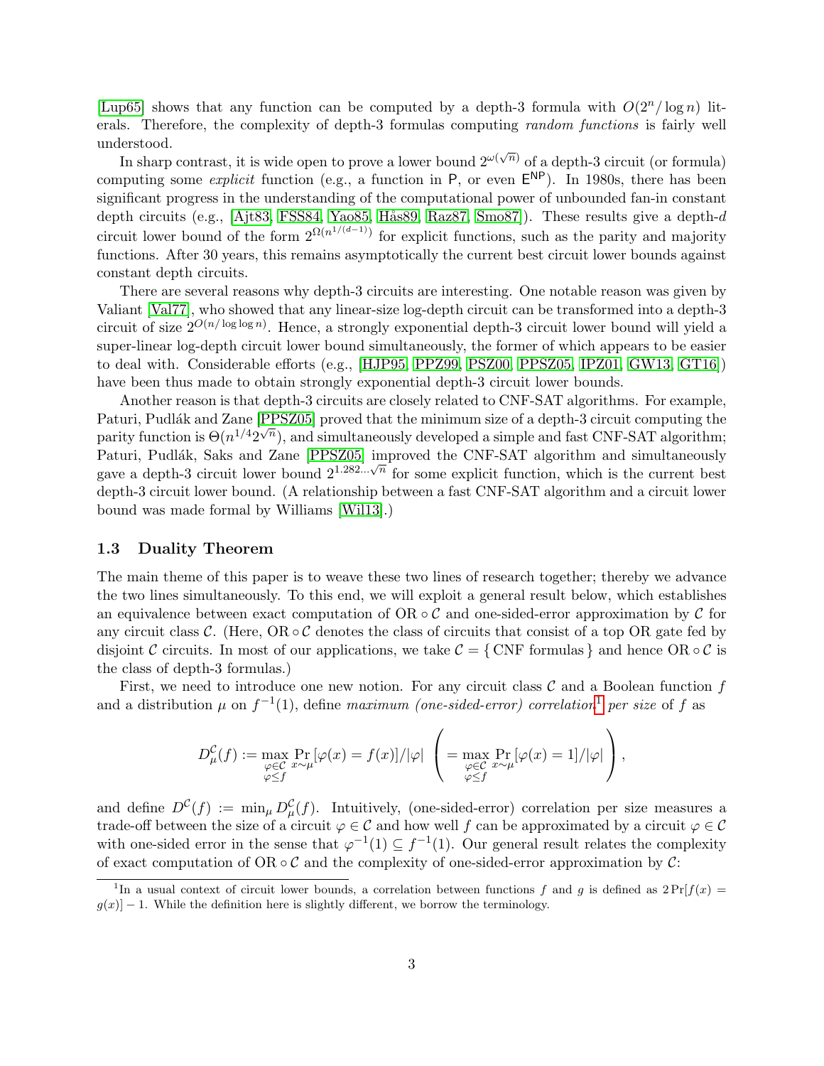[Lup65] shows that any function can be computed by a depth-3 formula with $O(2^n/\log n)$ literals. Therefore, the complexity of depth-3 formulas computing *random functions* is fairly well understood.

In sharp contrast, it is wide open to prove a lower bound $2^{\omega(\sqrt{n})}$ of a depth-3 circuit (or formula) computing some *explicit* function (e.g., a function in $\mathsf{P}$, or even $\mathsf{E}^{\mathsf{NP}}$). In 1980s, there has been significant progress in the understanding of the computational power of unbounded fan-in constant depth circuits (e.g., [Ajt83, FSS84, Yao85, Hås89, Raz87, Smo87]). These results give a depth-$d$ circuit lower bound of the form $2^{\Omega(n^{1/(d-1)})}$ for explicit functions, such as the parity and majority functions. After 30 years, this remains asymptotically the current best circuit lower bounds against constant depth circuits.

There are several reasons why depth-3 circuits are interesting. One notable reason was given by Valiant [Val77], who showed that any linear-size log-depth circuit can be transformed into a depth-3 circuit of size $2^{O(n/\log\log n)}$. Hence, a strongly exponential depth-3 circuit lower bound will yield a super-linear log-depth circuit lower bound simultaneously, the former of which appears to be easier to deal with. Considerable efforts (e.g., [HJP95, PPZ99, PSZ00, PPSZ05, IPZ01, GW13, GT16]) have been thus made to obtain strongly exponential depth-3 circuit lower bounds.

Another reason is that depth-3 circuits are closely related to CNF-SAT algorithms. For example, Paturi, Pudlák and Zane [PPSZ05] proved that the minimum size of a depth-3 circuit computing the parity function is $\Theta(n^{1/4}2^{\sqrt{n}})$, and simultaneously developed a simple and fast CNF-SAT algorithm; Paturi, Pudlák, Saks and Zane [PPSZ05] improved the CNF-SAT algorithm and simultaneously gave a depth-3 circuit lower bound $2^{1.282\ldots\sqrt{n}}$ for some explicit function, which is the current best depth-3 circuit lower bound. (A relationship between a fast CNF-SAT algorithm and a circuit lower bound was made formal by Williams [Wil13].)

### 1.3 Duality Theorem

The main theme of this paper is to weave these two lines of research together; thereby we advance the two lines simultaneously. To this end, we will exploit a general result below, which establishes an equivalence between exact computation of $\mathrm{OR} \circ \mathcal{C}$ and one-sided-error approximation by $\mathcal{C}$ for any circuit class $\mathcal{C}$. (Here, $\mathrm{OR} \circ \mathcal{C}$ denotes the class of circuits that consist of a top OR gate fed by disjoint $\mathcal{C}$ circuits. In most of our applications, we take $\mathcal{C} = \{\text{CNF formulas}\}$ and hence $\mathrm{OR} \circ \mathcal{C}$ is the class of depth-3 formulas.)

First, we need to introduce one new notion. For any circuit class $\mathcal{C}$ and a Boolean function $f$ and a distribution $\mu$ on $f^{-1}(1)$, define *maximum (one-sided-error) correlation*[1] *per size* of $f$ as

$$D^{\mathcal{C}}_{\mu}(f) := \max_{\substack{\varphi\in\mathcal{C} \\ \varphi\le f}} \Pr_{x\sim\mu}[\varphi(x) = f(x)]/|\varphi| \ \left( = \max_{\substack{\varphi\in\mathcal{C} \\ \varphi\le f}} \Pr_{x\sim\mu}[\varphi(x) = 1]/|\varphi| \right),$$

and define $D^{\mathcal{C}}(f) := \min_{\mu} D^{\mathcal{C}}_{\mu}(f)$. Intuitively, (one-sided-error) correlation per size measures a trade-off between the size of a circuit $\varphi \in \mathcal{C}$ and how well $f$ can be approximated by a circuit $\varphi \in \mathcal{C}$ with one-sided error in the sense that $\varphi^{-1}(1) \subseteq f^{-1}(1)$. Our general result relates the complexity of exact computation of $\mathrm{OR} \circ \mathcal{C}$ and the complexity of one-sided-error approximation by $\mathcal{C}$:

[1] In a usual context of circuit lower bounds, a correlation between functions $f$ and $g$ is defined as $2\Pr[f(x) = g(x)] - 1$. While the definition here is slightly different, we borrow the terminology.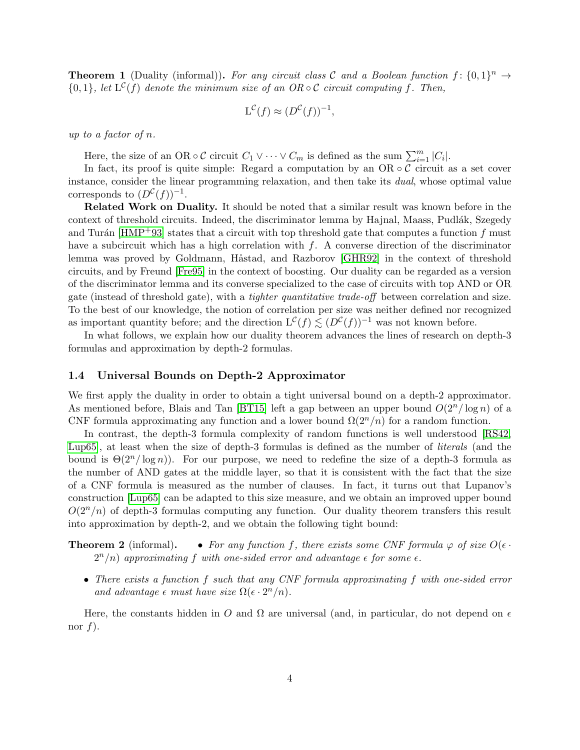**Theorem 1** (Duality (informal))**.** *For any circuit class $\mathcal{C}$ and a Boolean function $f\colon \{0,1\}^n \to \{0,1\}$, let $\mathrm{L}^{\mathcal{C}}(f)$ denote the minimum size of an OR $\circ\, \mathcal{C}$ circuit computing $f$. Then,*

$$\mathrm{L}^{\mathcal{C}}(f) \approx (D^{\mathcal{C}}(f))^{-1},$$

*up to a factor of $n$.*

Here, the size of an OR $\circ\, \mathcal{C}$ circuit $C_1 \vee \cdots \vee C_m$ is defined as the sum $\sum_{i=1}^{m} |C_i|$.

In fact, its proof is quite simple: Regard a computation by an OR $\circ\, \mathcal{C}$ circuit as a set cover instance, consider the linear programming relaxation, and then take its *dual*, whose optimal value corresponds to $(D^{\mathcal{C}}(f))^{-1}$.

**Related Work on Duality.** It should be noted that a similar result was known before in the context of threshold circuits. Indeed, the discriminator lemma by Hajnal, Maass, Pudlák, Szegedy and Turán [HMP+93] states that a circuit with top threshold gate that computes a function $f$ must have a subcircuit which has a high correlation with $f$. A converse direction of the discriminator lemma was proved by Goldmann, Håstad, and Razborov [GHR92] in the context of threshold circuits, and by Freund [Fre95] in the context of boosting. Our duality can be regarded as a version of the discriminator lemma and its converse specialized to the case of circuits with top AND or OR gate (instead of threshold gate), with a *tighter quantitative trade-off* between correlation and size. To the best of our knowledge, the notion of correlation per size was neither defined nor recognized as important quantity before; and the direction $\mathrm{L}^{\mathcal{C}}(f) \lesssim (D^{\mathcal{C}}(f))^{-1}$ was not known before.

In what follows, we explain how our duality theorem advances the lines of research on depth-3 formulas and approximation by depth-2 formulas.

### 1.4 Universal Bounds on Depth-2 Approximator

We first apply the duality in order to obtain a tight universal bound on a depth-2 approximator. As mentioned before, Blais and Tan [BT15] left a gap between an upper bound $O(2^n/\log n)$ of a CNF formula approximating any function and a lower bound $\Omega(2^n/n)$ for a random function.

In contrast, the depth-3 formula complexity of random functions is well understood [RS42, Lup65], at least when the size of depth-3 formulas is defined as the number of *literals* (and the bound is $\Theta(2^n/\log n)$). For our purpose, we need to redefine the size of a depth-3 formula as the number of AND gates at the middle layer, so that it is consistent with the fact that the size of a CNF formula is measured as the number of clauses. In fact, it turns out that Lupanov's construction [Lup65] can be adapted to this size measure, and we obtain an improved upper bound $O(2^n/n)$ of depth-3 formulas computing any function. Our duality theorem transfers this result into approximation by depth-2, and we obtain the following tight bound:

**Theorem 2** (informal)**.**

- *For any function $f$, there exists some CNF formula $\varphi$ of size $O(\epsilon \cdot 2^n/n)$ approximating $f$ with one-sided error and advantage $\epsilon$ for some $\epsilon$.*
- *There exists a function $f$ such that any CNF formula approximating $f$ with one-sided error and advantage $\epsilon$ must have size $\Omega(\epsilon \cdot 2^n/n)$.*

Here, the constants hidden in $O$ and $\Omega$ are universal (and, in particular, do not depend on $\epsilon$ nor $f$).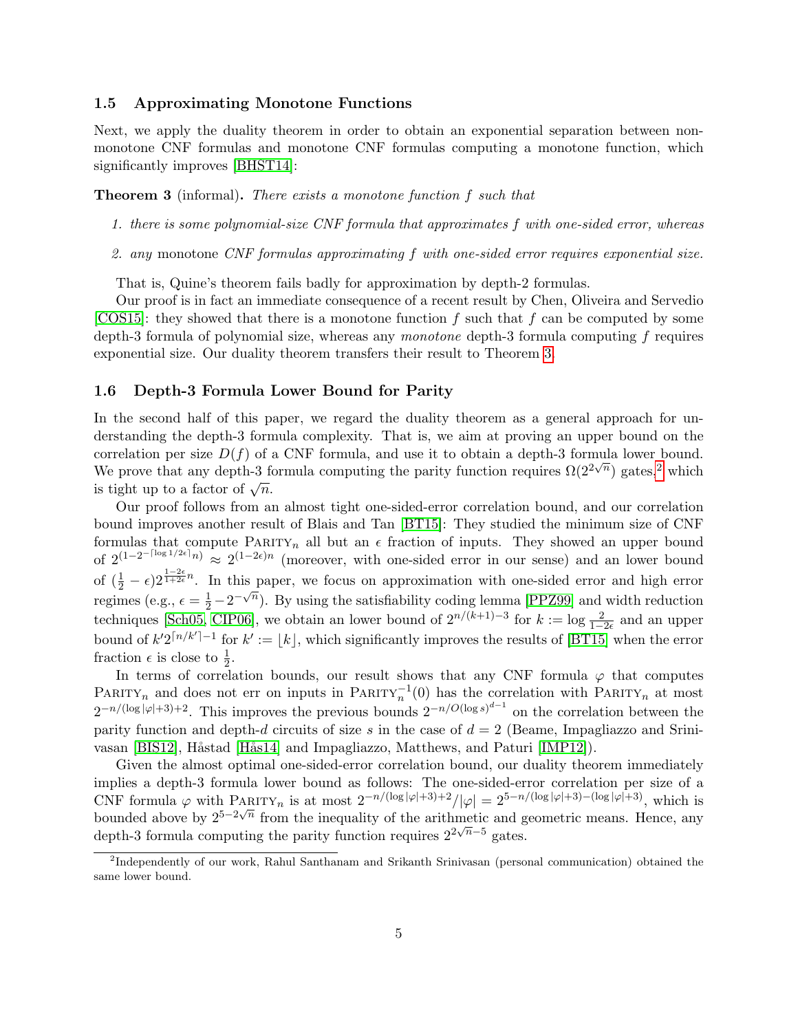### 1.5 Approximating Monotone Functions

Next, we apply the duality theorem in order to obtain an exponential separation between non-monotone CNF formulas and monotone CNF formulas computing a monotone function, which significantly improves [BHST14]:

**Theorem 3** (informal)**.** *There exists a monotone function $f$ such that*

1. *there is some polynomial-size CNF formula that approximates $f$ with one-sided error, whereas*
2. any *monotone CNF formulas approximating $f$ with one-sided error requires exponential size.*

That is, Quine's theorem fails badly for approximation by depth-2 formulas.

Our proof is in fact an immediate consequence of a recent result by Chen, Oliveira and Servedio [COS15]: they showed that there is a monotone function $f$ such that $f$ can be computed by some depth-3 formula of polynomial size, whereas any *monotone* depth-3 formula computing $f$ requires exponential size. Our duality theorem transfers their result to Theorem 3.

### 1.6 Depth-3 Formula Lower Bound for Parity

In the second half of this paper, we regard the duality theorem as a general approach for understanding the depth-3 formula complexity. That is, we aim at proving an upper bound on the correlation per size $D(f)$ of a CNF formula, and use it to obtain a depth-3 formula lower bound. We prove that any depth-3 formula computing the parity function requires $\Omega(2^{2\sqrt{n}})$ gates,[2] which is tight up to a factor of $\sqrt{n}$.

Our proof follows from an almost tight one-sided-error correlation bound, and our correlation bound improves another result of Blais and Tan [BT15]: They studied the minimum size of CNF formulas that compute $\textsc{Parity}_n$ all but an $\epsilon$ fraction of inputs. They showed an upper bound of $2^{(1-2^{-\lceil \log 1/2\epsilon \rceil} n)} \approx 2^{(1-2\epsilon)n}$ (moreover, with one-sided error in our sense) and an lower bound of $(\frac{1}{2}-\epsilon)2^{\frac{1-2\epsilon}{1+2\epsilon}n}$. In this paper, we focus on approximation with one-sided error and high error regimes (e.g., $\epsilon = \frac{1}{2} - 2^{-\sqrt{n}}$). By using the satisfiability coding lemma [PPZ99] and width reduction techniques [Sch05, CIP06], we obtain an lower bound of $2^{n/(k+1)-3}$ for $k := \log \frac{2}{1-2\epsilon}$ and an upper bound of $k' 2^{\lceil n/k' \rceil - 1}$ for $k' := \lfloor k \rfloor$, which significantly improves the results of [BT15] when the error fraction $\epsilon$ is close to $\frac{1}{2}$.

In terms of correlation bounds, our result shows that any CNF formula $\varphi$ that computes $\textsc{Parity}_n$ and does not err on inputs in $\textsc{Parity}_n^{-1}(0)$ has the correlation with $\textsc{Parity}_n$ at most $2^{-n/(\log|\varphi|+3)+2}$. This improves the previous bounds $2^{-n/O(\log s)^{d-1}}$ on the correlation between the parity function and depth-$d$ circuits of size $s$ in the case of $d = 2$ (Beame, Impagliazzo and Srinivasan [BIS12], Håstad [Hås14] and Impagliazzo, Matthews, and Paturi [IMP12]).

Given the almost optimal one-sided-error correlation bound, our duality theorem immediately implies a depth-3 formula lower bound as follows: The one-sided-error correlation per size of a CNF formula $\varphi$ with $\textsc{Parity}_n$ is at most $2^{-n/(\log|\varphi|+3)+2}/|\varphi| = 2^{5-n/(\log|\varphi|+3)-(\log|\varphi|+3)}$, which is bounded above by $2^{5-2\sqrt{n}}$ from the inequality of the arithmetic and geometric means. Hence, any depth-3 formula computing the parity function requires $2^{2\sqrt{n}-5}$ gates.

[2] Independently of our work, Rahul Santhanam and Srikanth Srinivasan (personal communication) obtained the same lower bound.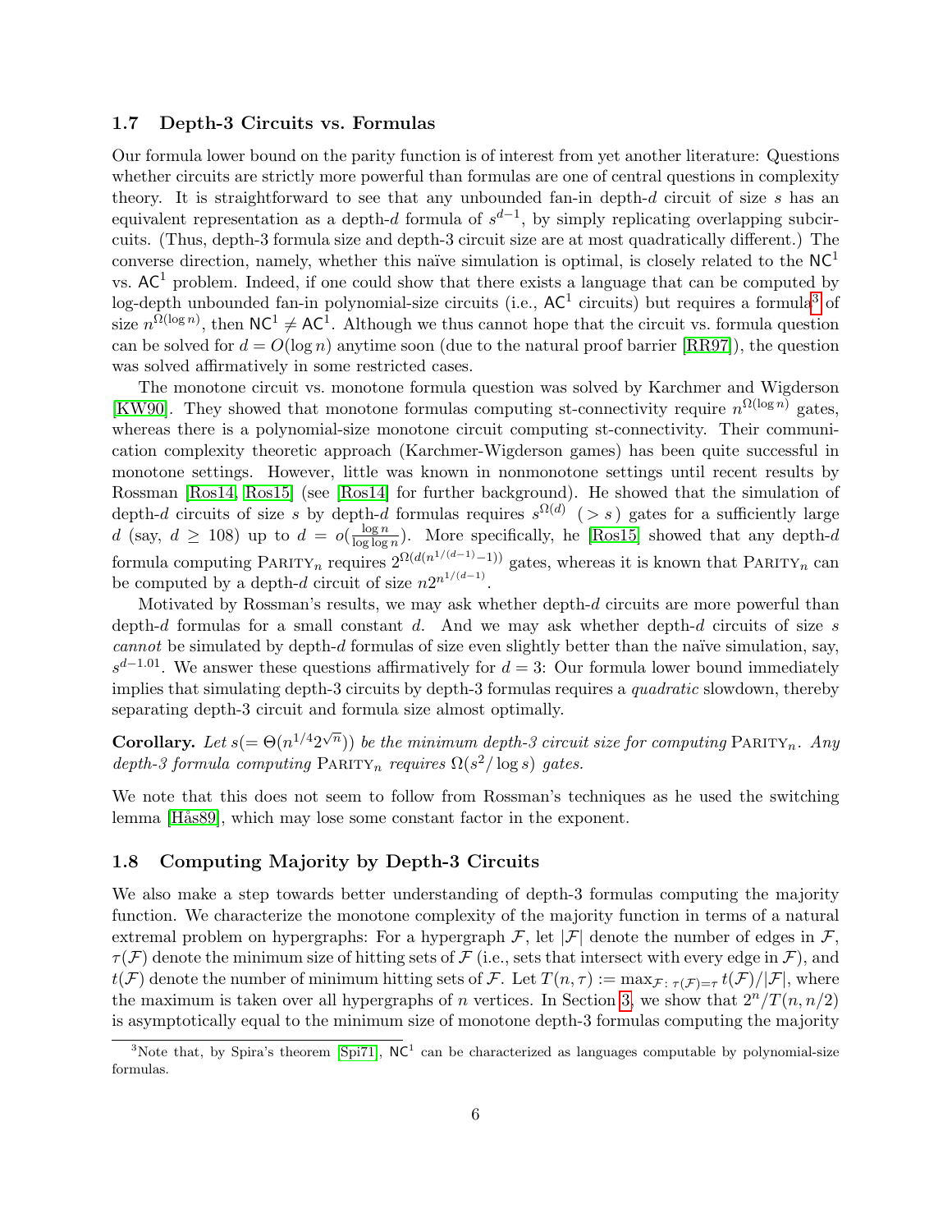### 1.7 Depth-3 Circuits vs. Formulas

Our formula lower bound on the parity function is of interest from yet another literature: Questions whether circuits are strictly more powerful than formulas are one of central questions in complexity theory. It is straightforward to see that any unbounded fan-in depth-$d$ circuit of size $s$ has an equivalent representation as a depth-$d$ formula of $s^{d-1}$, by simply replicating overlapping subcircuits. (Thus, depth-3 formula size and depth-3 circuit size are at most quadratically different.) The converse direction, namely, whether this naïve simulation is optimal, is closely related to the $\mathsf{NC}^1$ vs. $\mathsf{AC}^1$ problem. Indeed, if one could show that there exists a language that can be computed by log-depth unbounded fan-in polynomial-size circuits (i.e., $\mathsf{AC}^1$ circuits) but requires a formula[3] of size $n^{\Omega(\log n)}$, then $\mathsf{NC}^1 \neq \mathsf{AC}^1$. Although we thus cannot hope that the circuit vs. formula question can be solved for $d = O(\log n)$ anytime soon (due to the natural proof barrier [RR97]), the question was solved affirmatively in some restricted cases.

The monotone circuit vs. monotone formula question was solved by Karchmer and Wigderson [KW90]. They showed that monotone formulas computing st-connectivity require $n^{\Omega(\log n)}$ gates, whereas there is a polynomial-size monotone circuit computing st-connectivity. Their communication complexity theoretic approach (Karchmer-Wigderson games) has been quite successful in monotone settings. However, little was known in nonmonotone settings until recent results by Rossman [Ros14, Ros15] (see [Ros14] for further background). He showed that the simulation of depth-$d$ circuits of size $s$ by depth-$d$ formulas requires $s^{\Omega(d)}$ $(> s)$ gates for a sufficiently large $d$ (say, $d \geq 108$) up to $d = o(\frac{\log n}{\log \log n})$. More specifically, he [Ros15] showed that any depth-$d$ formula computing $\textsc{Parity}_n$ requires $2^{\Omega(d(n^{1/(d-1)}-1))}$ gates, whereas it is known that $\textsc{Parity}_n$ can be computed by a depth-$d$ circuit of size $n2^{n^{1/(d-1)}}$.

Motivated by Rossman's results, we may ask whether depth-$d$ circuits are more powerful than depth-$d$ formulas for a small constant $d$. And we may ask whether depth-$d$ circuits of size $s$ *cannot* be simulated by depth-$d$ formulas of size even slightly better than the naïve simulation, say, $s^{d-1.01}$. We answer these questions affirmatively for $d = 3$: Our formula lower bound immediately implies that simulating depth-3 circuits by depth-3 formulas requires a *quadratic* slowdown, thereby separating depth-3 circuit and formula size almost optimally.

**Corollary.** *Let $s(= \Theta(n^{1/4}2^{\sqrt{n}}))$ be the minimum depth-3 circuit size for computing $\textsc{Parity}_n$. Any depth-3 formula computing $\textsc{Parity}_n$ requires $\Omega(s^2/\log s)$ gates.*

We note that this does not seem to follow from Rossman's techniques as he used the switching lemma [Hås89], which may lose some constant factor in the exponent.

### 1.8 Computing Majority by Depth-3 Circuits

We also make a step towards better understanding of depth-3 formulas computing the majority function. We characterize the monotone complexity of the majority function in terms of a natural extremal problem on hypergraphs: For a hypergraph $\mathcal{F}$, let $|\mathcal{F}|$ denote the number of edges in $\mathcal{F}$, $\tau(\mathcal{F})$ denote the minimum size of hitting sets of $\mathcal{F}$ (i.e., sets that intersect with every edge in $\mathcal{F}$), and $t(\mathcal{F})$ denote the number of minimum hitting sets of $\mathcal{F}$. Let $T(n, \tau) := \max_{\mathcal{F}\colon \tau(\mathcal{F})=\tau} t(\mathcal{F})/|\mathcal{F}|$, where the maximum is taken over all hypergraphs of $n$ vertices. In Section 3, we show that $2^n/T(n, n/2)$ is asymptotically equal to the minimum size of monotone depth-3 formulas computing the majority

[3] Note that, by Spira's theorem [Spi71], $\mathsf{NC}^1$ can be characterized as languages computable by polynomial-size formulas.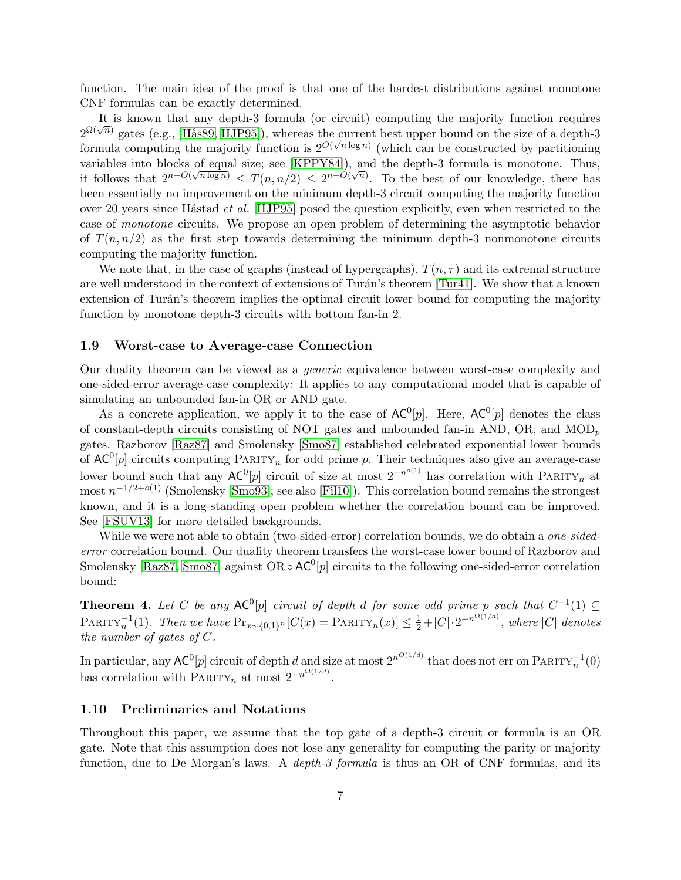function. The main idea of the proof is that one of the hardest distributions against monotone CNF formulas can be exactly determined.

It is known that any depth-3 formula (or circuit) computing the majority function requires $2^{\Omega(\sqrt{n})}$ gates (e.g., [Hås89, HJP95]), whereas the current best upper bound on the size of a depth-3 formula computing the majority function is $2^{O(\sqrt{n \log n})}$ (which can be constructed by partitioning variables into blocks of equal size; see [KPPY84]), and the depth-3 formula is monotone. Thus, it follows that $2^{n-O(\sqrt{n \log n})} \leq T(n, n/2) \leq 2^{n-O(\sqrt{n})}$. To the best of our knowledge, there has been essentially no improvement on the minimum depth-3 circuit computing the majority function over 20 years since Håstad *et al.* [HJP95] posed the question explicitly, even when restricted to the case of *monotone* circuits. We propose an open problem of determining the asymptotic behavior of $T(n, n/2)$ as the first step towards determining the minimum depth-3 nonmonotone circuits computing the majority function.

We note that, in the case of graphs (instead of hypergraphs), $T(n, \tau)$ and its extremal structure are well understood in the context of extensions of Turán's theorem [Tur41]. We show that a known extension of Turán's theorem implies the optimal circuit lower bound for computing the majority function by monotone depth-3 circuits with bottom fan-in 2.

### 1.9 Worst-case to Average-case Connection

Our duality theorem can be viewed as a *generic* equivalence between worst-case complexity and one-sided-error average-case complexity: It applies to any computational model that is capable of simulating an unbounded fan-in OR or AND gate.

As a concrete application, we apply it to the case of $\mathsf{AC}^0[p]$. Here, $\mathsf{AC}^0[p]$ denotes the class of constant-depth circuits consisting of NOT gates and unbounded fan-in AND, OR, and $\mathrm{MOD}_p$ gates. Razborov [Raz87] and Smolensky [Smo87] established celebrated exponential lower bounds of $\mathsf{AC}^0[p]$ circuits computing $\textsc{Parity}_n$ for odd prime $p$. Their techniques also give an average-case lower bound such that any $\mathsf{AC}^0[p]$ circuit of size at most $2^{-n^{o(1)}}$ has correlation with $\textsc{Parity}_n$ at most $n^{-1/2+o(1)}$ (Smolensky [Smo93]; see also [Fil10]). This correlation bound remains the strongest known, and it is a long-standing open problem whether the correlation bound can be improved. See [FSUV13] for more detailed backgrounds.

While we were not able to obtain (two-sided-error) correlation bounds, we do obtain a *one-sided-error* correlation bound. Our duality theorem transfers the worst-case lower bound of Razborov and Smolensky [Raz87, Smo87] against $\mathrm{OR} \circ \mathsf{AC}^0[p]$ circuits to the following one-sided-error correlation bound:

**Theorem 4.** *Let $C$ be any $\mathsf{AC}^0[p]$ circuit of depth $d$ for some odd prime $p$ such that $C^{-1}(1) \subseteq \textsc{Parity}_n^{-1}(1)$. Then we have $\Pr_{x \sim \{0,1\}^n}[C(x) = \textsc{Parity}_n(x)] \leq \frac{1}{2} + |C| \cdot 2^{-n^{\Omega(1/d)}}$, where $|C|$ denotes the number of gates of $C$.*

In particular, any $\mathsf{AC}^0[p]$ circuit of depth $d$ and size at most $2^{n^{O(1/d)}}$ that does not err on $\textsc{Parity}_n^{-1}(0)$ has correlation with $\textsc{Parity}_n$ at most $2^{-n^{\Omega(1/d)}}$.

### 1.10 Preliminaries and Notations

Throughout this paper, we assume that the top gate of a depth-3 circuit or formula is an OR gate. Note that this assumption does not lose any generality for computing the parity or majority function, due to De Morgan's laws. A *depth-3 formula* is thus an OR of CNF formulas, and its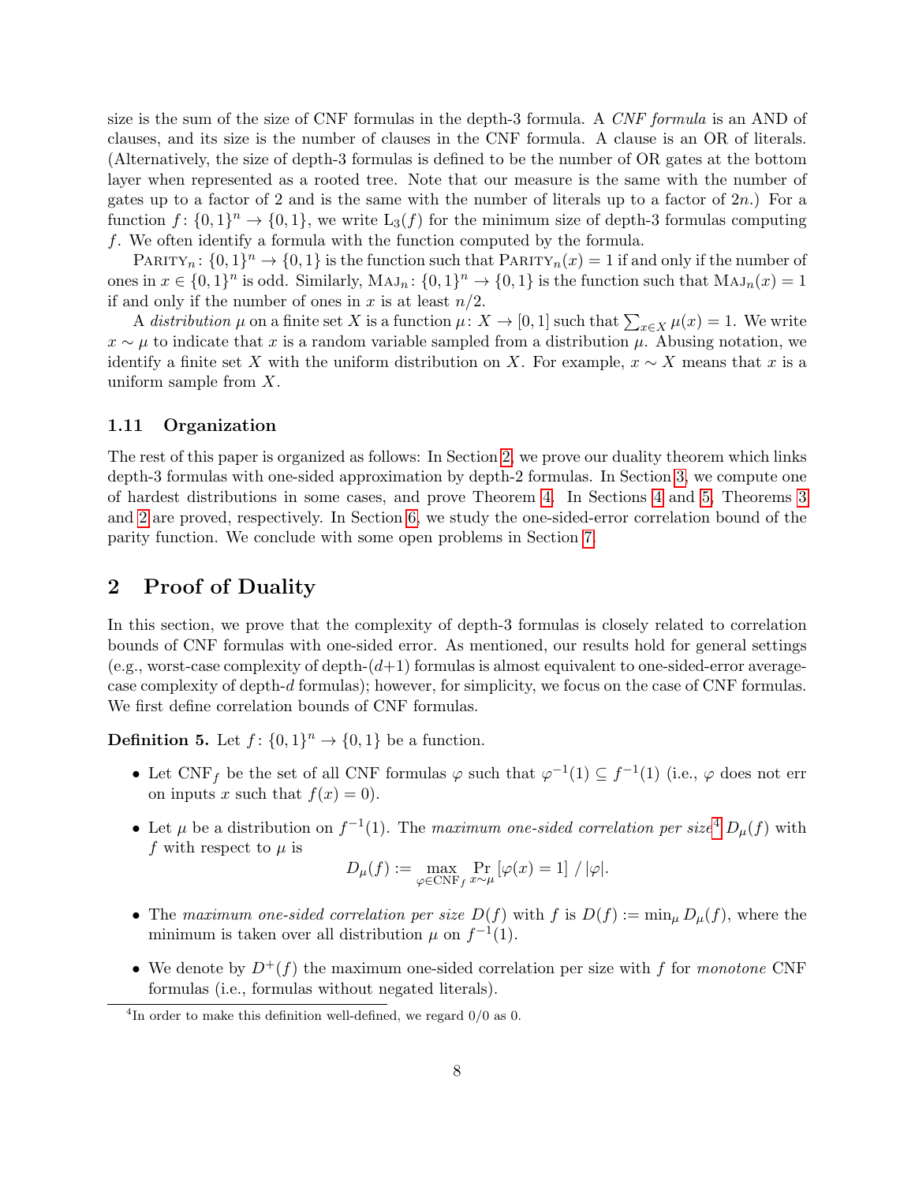size is the sum of the size of CNF formulas in the depth-3 formula. A *CNF formula* is an AND of clauses, and its size is the number of clauses in the CNF formula. A clause is an OR of literals. (Alternatively, the size of depth-3 formulas is defined to be the number of OR gates at the bottom layer when represented as a rooted tree. Note that our measure is the same with the number of gates up to a factor of 2 and is the same with the number of literals up to a factor of $2n$.) For a function $f\colon \{0,1\}^n \to \{0,1\}$, we write $\mathrm{L}_3(f)$ for the minimum size of depth-3 formulas computing $f$. We often identify a formula with the function computed by the formula.

$\textsc{Parity}_n\colon \{0,1\}^n \to \{0,1\}$ is the function such that $\textsc{Parity}_n(x) = 1$ if and only if the number of ones in $x \in \{0,1\}^n$ is odd. Similarly, $\textsc{Maj}_n\colon \{0,1\}^n \to \{0,1\}$ is the function such that $\textsc{Maj}_n(x) = 1$ if and only if the number of ones in $x$ is at least $n/2$.

A *distribution* $\mu$ on a finite set $X$ is a function $\mu\colon X \to [0,1]$ such that $\sum_{x \in X} \mu(x) = 1$. We write $x \sim \mu$ to indicate that $x$ is a random variable sampled from a distribution $\mu$. Abusing notation, we identify a finite set $X$ with the uniform distribution on $X$. For example, $x \sim X$ means that $x$ is a uniform sample from $X$.

### 1.11 Organization

The rest of this paper is organized as follows: In Section 2, we prove our duality theorem which links depth-3 formulas with one-sided approximation by depth-2 formulas. In Section 3, we compute one of hardest distributions in some cases, and prove Theorem 4. In Sections 4 and 5, Theorems 3 and 2 are proved, respectively. In Section 6, we study the one-sided-error correlation bound of the parity function. We conclude with some open problems in Section 7.

## 2 Proof of Duality

In this section, we prove that the complexity of depth-3 formulas is closely related to correlation bounds of CNF formulas with one-sided error. As mentioned, our results hold for general settings (e.g., worst-case complexity of depth-$(d+1)$ formulas is almost equivalent to one-sided-error average-case complexity of depth-$d$ formulas); however, for simplicity, we focus on the case of CNF formulas. We first define correlation bounds of CNF formulas.

**Definition 5.** Let $f\colon \{0,1\}^n \to \{0,1\}$ be a function.

- Let $\mathrm{CNF}_f$ be the set of all CNF formulas $\varphi$ such that $\varphi^{-1}(1) \subseteq f^{-1}(1)$ (i.e., $\varphi$ does not err on inputs $x$ such that $f(x) = 0$).
- Let $\mu$ be a distribution on $f^{-1}(1)$. The *maximum one-sided correlation per size*[4] $D_\mu(f)$ with $f$ with respect to $\mu$ is
$$D_\mu(f) := \max_{\varphi \in \mathrm{CNF}_f} \Pr_{x \sim \mu}[\varphi(x) = 1] \,/\, |\varphi|.$$
- The *maximum one-sided correlation per size* $D(f)$ with $f$ is $D(f) := \min_\mu D_\mu(f)$, where the minimum is taken over all distribution $\mu$ on $f^{-1}(1)$.
- We denote by $D^+(f)$ the maximum one-sided correlation per size with $f$ for *monotone* CNF formulas (i.e., formulas without negated literals).

[4] In order to make this definition well-defined, we regard $0/0$ as $0$.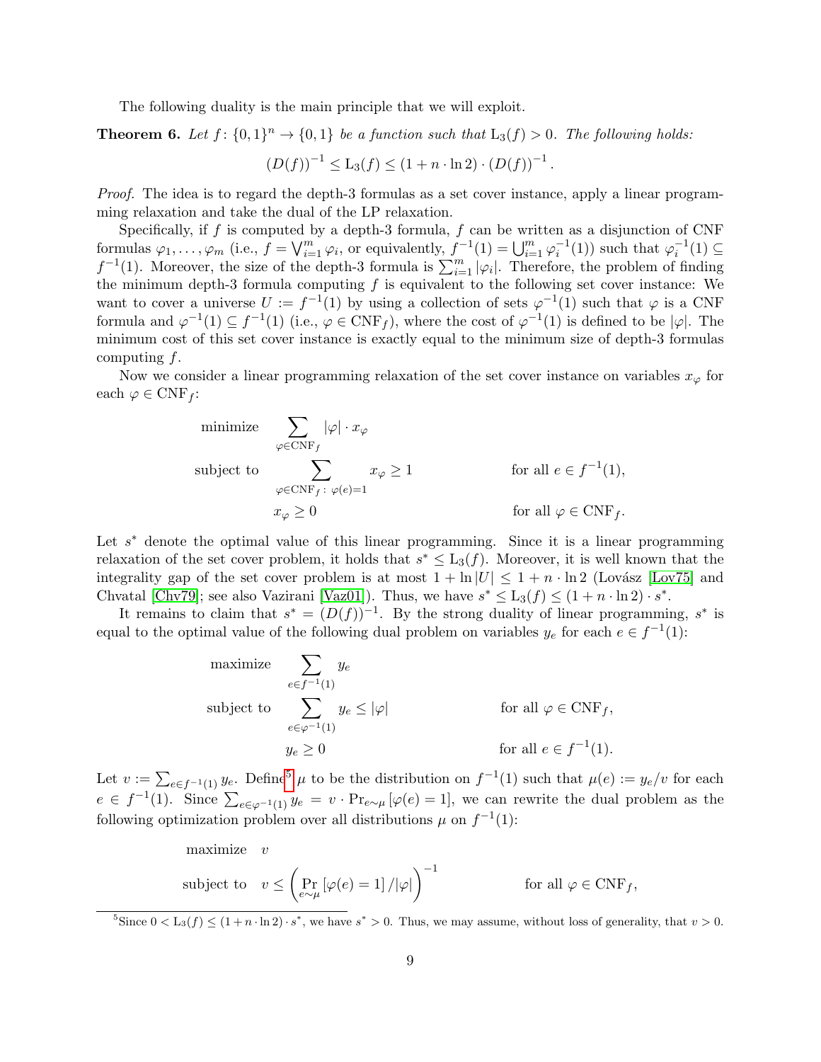The following duality is the main principle that we will exploit.

**Theorem 6.** *Let $f\colon \{0,1\}^n \to \{0,1\}$ be a function such that $\mathrm{L}_3(f) > 0$. The following holds:*

$$(D(f))^{-1} \le \mathrm{L}_3(f) \le (1 + n \cdot \ln 2) \cdot (D(f))^{-1}.$$

*Proof.* The idea is to regard the depth-3 formulas as a set cover instance, apply a linear programming relaxation and take the dual of the LP relaxation.

Specifically, if $f$ is computed by a depth-3 formula, $f$ can be written as a disjunction of CNF formulas $\varphi_1, \dots, \varphi_m$ (i.e., $f = \bigvee_{i=1}^m \varphi_i$, or equivalently, $f^{-1}(1) = \bigcup_{i=1}^m \varphi_i^{-1}(1)$) such that $\varphi_i^{-1}(1) \subseteq f^{-1}(1)$. Moreover, the size of the depth-3 formula is $\sum_{i=1}^m |\varphi_i|$. Therefore, the problem of finding the minimum depth-3 formula computing $f$ is equivalent to the following set cover instance: We want to cover a universe $U := f^{-1}(1)$ by using a collection of sets $\varphi^{-1}(1)$ such that $\varphi$ is a CNF formula and $\varphi^{-1}(1) \subseteq f^{-1}(1)$ (i.e., $\varphi \in \mathrm{CNF}_f$), where the cost of $\varphi^{-1}(1)$ is defined to be $|\varphi|$. The minimum cost of this set cover instance is exactly equal to the minimum size of depth-3 formulas computing $f$.

Now we consider a linear programming relaxation of the set cover instance on variables $x_\varphi$ for each $\varphi \in \mathrm{CNF}_f$:

$$\begin{aligned}
\text{minimize} \quad & \sum_{\varphi \in \mathrm{CNF}_f} |\varphi| \cdot x_\varphi \\
\text{subject to} \quad & \sum_{\varphi \in \mathrm{CNF}_f\colon \varphi(e)=1} x_\varphi \ge 1 && \text{for all } e \in f^{-1}(1), \\
& x_\varphi \ge 0 && \text{for all } \varphi \in \mathrm{CNF}_f.
\end{aligned}$$

Let $s^*$ denote the optimal value of this linear programming. Since it is a linear programming relaxation of the set cover problem, it holds that $s^* \le \mathrm{L}_3(f)$. Moreover, it is well known that the integrality gap of the set cover problem is at most $1 + \ln |U| \le 1 + n \cdot \ln 2$ (Lovász [Lov75] and Chvatal [Chv79]; see also Vazirani [Vaz01]). Thus, we have $s^* \le \mathrm{L}_3(f) \le (1 + n \cdot \ln 2) \cdot s^*$.

It remains to claim that $s^* = (D(f))^{-1}$. By the strong duality of linear programming, $s^*$ is equal to the optimal value of the following dual problem on variables $y_e$ for each $e \in f^{-1}(1)$:

$$\begin{aligned}
\text{maximize} \quad & \sum_{e \in f^{-1}(1)} y_e \\
\text{subject to} \quad & \sum_{e \in \varphi^{-1}(1)} y_e \le |\varphi| && \text{for all } \varphi \in \mathrm{CNF}_f, \\
& y_e \ge 0 && \text{for all } e \in f^{-1}(1).
\end{aligned}$$

Let $v := \sum_{e \in f^{-1}(1)} y_e$. Define[5] $\mu$ to be the distribution on $f^{-1}(1)$ such that $\mu(e) := y_e / v$ for each $e \in f^{-1}(1)$. Since $\sum_{e \in \varphi^{-1}(1)} y_e = v \cdot \Pr_{e \sim \mu}[\varphi(e) = 1]$, we can rewrite the dual problem as the following optimization problem over all distributions $\mu$ on $f^{-1}(1)$:

$$\begin{aligned}
\text{maximize} \quad & v \\
\text{subject to} \quad & v \le \left( \Pr_{e \sim \mu}[\varphi(e) = 1] / |\varphi| \right)^{-1} && \text{for all } \varphi \in \mathrm{CNF}_f,
\end{aligned}$$

[5] Since $0 < \mathrm{L}_3(f) \le (1 + n \cdot \ln 2) \cdot s^*$, we have $s^* > 0$. Thus, we may assume, without loss of generality, that $v > 0$.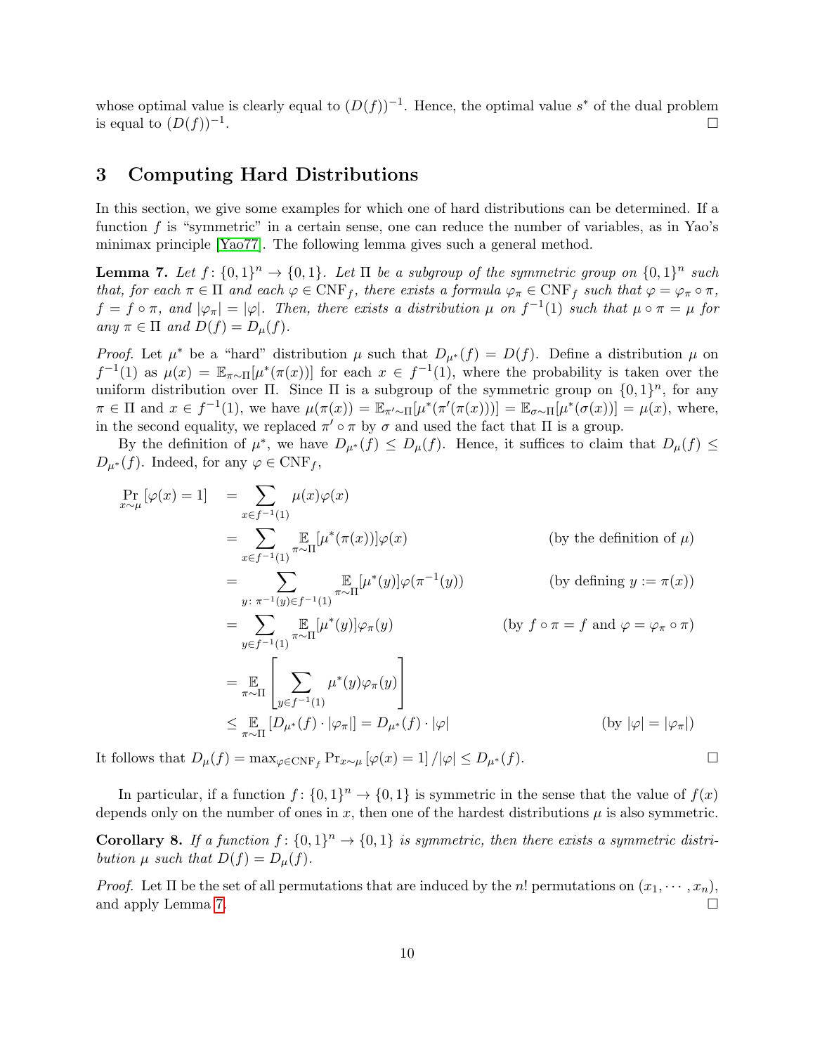whose optimal value is clearly equal to $(D(f))^{-1}$. Hence, the optimal value $s^*$ of the dual problem is equal to $(D(f))^{-1}$. □

## 3 Computing Hard Distributions

In this section, we give some examples for which one of hard distributions can be determined. If a function $f$ is "symmetric" in a certain sense, one can reduce the number of variables, as in Yao's minimax principle [Yao77]. The following lemma gives such a general method.

**Lemma 7.** *Let $f\colon \{0,1\}^n \to \{0,1\}$. Let $\Pi$ be a subgroup of the symmetric group on $\{0,1\}^n$ such that, for each $\pi \in \Pi$ and each $\varphi \in \mathrm{CNF}_f$, there exists a formula $\varphi_\pi \in \mathrm{CNF}_f$ such that $\varphi = \varphi_\pi \circ \pi$, $f = f \circ \pi$, and $|\varphi_\pi| = |\varphi|$. Then, there exists a distribution $\mu$ on $f^{-1}(1)$ such that $\mu \circ \pi = \mu$ for any $\pi \in \Pi$ and $D(f) = D_\mu(f)$.*

*Proof.* Let $\mu^*$ be a "hard" distribution $\mu$ such that $D_{\mu^*}(f) = D(f)$. Define a distribution $\mu$ on $f^{-1}(1)$ as $\mu(x) = \mathbb{E}_{\pi\sim\Pi}[\mu^*(\pi(x))]$ for each $x \in f^{-1}(1)$, where the probability is taken over the uniform distribution over $\Pi$. Since $\Pi$ is a subgroup of the symmetric group on $\{0,1\}^n$, for any $\pi \in \Pi$ and $x \in f^{-1}(1)$, we have $\mu(\pi(x)) = \mathbb{E}_{\pi'\sim\Pi}[\mu^*(\pi'(\pi(x)))] = \mathbb{E}_{\sigma\sim\Pi}[\mu^*(\sigma(x))] = \mu(x)$, where, in the second equality, we replaced $\pi' \circ \pi$ by $\sigma$ and used the fact that $\Pi$ is a group.

By the definition of $\mu^*$, we have $D_{\mu^*}(f) \le D_\mu(f)$. Hence, it suffices to claim that $D_\mu(f) \le D_{\mu^*}(f)$. Indeed, for any $\varphi \in \mathrm{CNF}_f$,

$$
\begin{aligned}
\Pr_{x\sim\mu}[\varphi(x) = 1] &= \sum_{x\in f^{-1}(1)} \mu(x)\varphi(x) \\
&= \sum_{x\in f^{-1}(1)} \mathbb{E}_{\pi\sim\Pi}[\mu^*(\pi(x))]\varphi(x) && \text{(by the definition of } \mu) \\
&= \sum_{y\colon \pi^{-1}(y)\in f^{-1}(1)} \mathbb{E}_{\pi\sim\Pi}[\mu^*(y)]\varphi(\pi^{-1}(y)) && \text{(by defining } y := \pi(x)) \\
&= \sum_{y\in f^{-1}(1)} \mathbb{E}_{\pi\sim\Pi}[\mu^*(y)]\varphi_\pi(y) && \text{(by } f\circ\pi = f \text{ and } \varphi = \varphi_\pi\circ\pi) \\
&= \mathbb{E}_{\pi\sim\Pi}\left[\sum_{y\in f^{-1}(1)} \mu^*(y)\varphi_\pi(y)\right] \\
&\le \mathbb{E}_{\pi\sim\Pi}\left[D_{\mu^*}(f)\cdot|\varphi_\pi|\right] = D_{\mu^*}(f)\cdot|\varphi| && \text{(by } |\varphi| = |\varphi_\pi|)
\end{aligned}
$$

It follows that $D_\mu(f) = \max_{\varphi\in\mathrm{CNF}_f} \Pr_{x\sim\mu}[\varphi(x)=1]/|\varphi| \le D_{\mu^*}(f)$. □

In particular, if a function $f\colon \{0,1\}^n \to \{0,1\}$ is symmetric in the sense that the value of $f(x)$ depends only on the number of ones in $x$, then one of the hardest distributions $\mu$ is also symmetric.

**Corollary 8.** *If a function $f\colon \{0,1\}^n \to \{0,1\}$ is symmetric, then there exists a symmetric distribution $\mu$ such that $D(f) = D_\mu(f)$.*

*Proof.* Let $\Pi$ be the set of all permutations that are induced by the $n!$ permutations on $(x_1, \cdots, x_n)$, and apply Lemma 7. □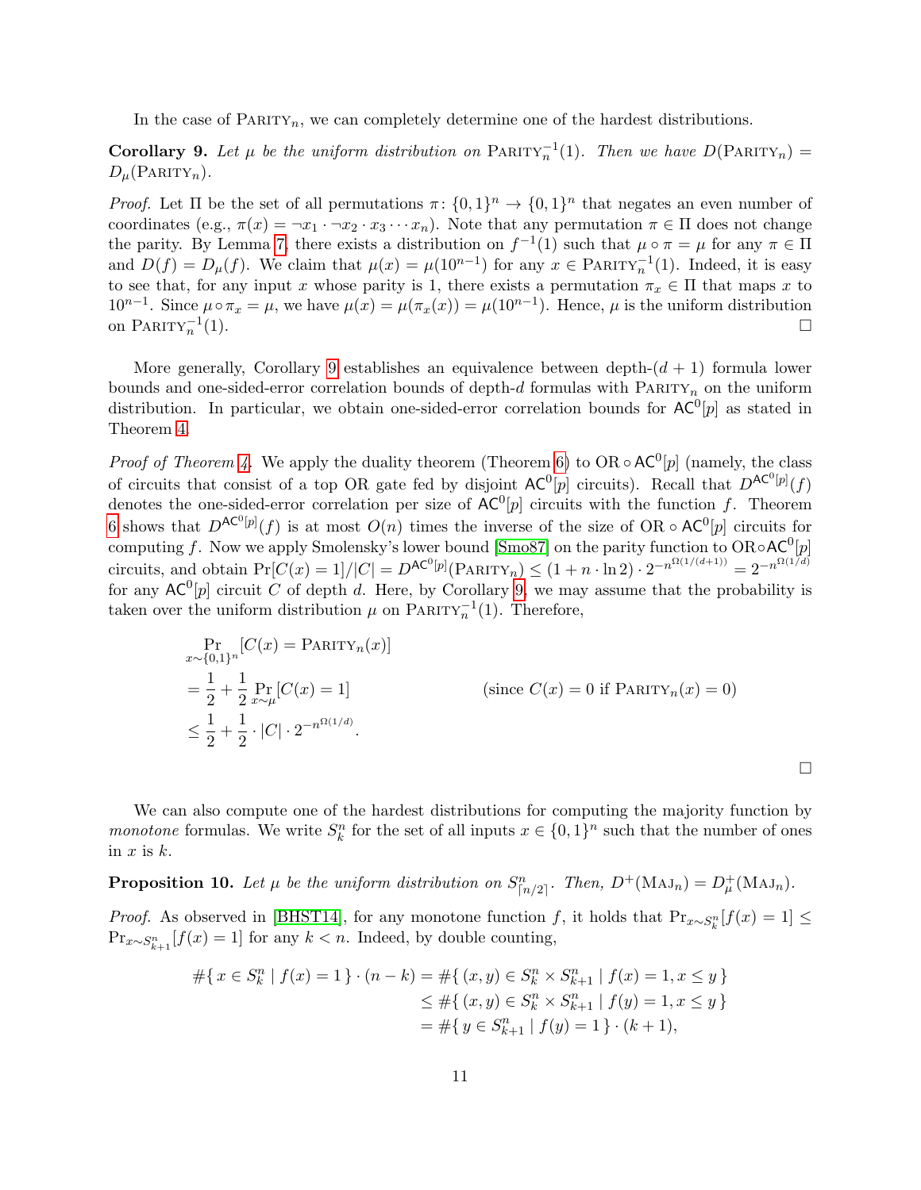In the case of $\textsc{Parity}_n$, we can completely determine one of the hardest distributions.

**Corollary 9.** *Let $\mu$ be the uniform distribution on $\textsc{Parity}_n^{-1}(1)$. Then we have $D(\textsc{Parity}_n) = D_\mu(\textsc{Parity}_n)$.*

*Proof.* Let $\Pi$ be the set of all permutations $\pi \colon \{0,1\}^n \to \{0,1\}^n$ that negates an even number of coordinates (e.g., $\pi(x) = \neg x_1 \cdot \neg x_2 \cdot x_3 \cdots x_n$). Note that any permutation $\pi \in \Pi$ does not change the parity. By Lemma 7, there exists a distribution on $f^{-1}(1)$ such that $\mu \circ \pi = \mu$ for any $\pi \in \Pi$ and $D(f) = D_\mu(f)$. We claim that $\mu(x) = \mu(10^{n-1})$ for any $x \in \textsc{Parity}_n^{-1}(1)$. Indeed, it is easy to see that, for any input $x$ whose parity is 1, there exists a permutation $\pi_x \in \Pi$ that maps $x$ to $10^{n-1}$. Since $\mu \circ \pi_x = \mu$, we have $\mu(x) = \mu(\pi_x(x)) = \mu(10^{n-1})$. Hence, $\mu$ is the uniform distribution on $\textsc{Parity}_n^{-1}(1)$. $\square$

More generally, Corollary 9 establishes an equivalence between depth-$(d+1)$ formula lower bounds and one-sided-error correlation bounds of depth-$d$ formulas with $\textsc{Parity}_n$ on the uniform distribution. In particular, we obtain one-sided-error correlation bounds for $\mathsf{AC}^0[p]$ as stated in Theorem 4.

*Proof of Theorem 4.* We apply the duality theorem (Theorem 6) to $\mathrm{OR} \circ \mathsf{AC}^0[p]$ (namely, the class of circuits that consist of a top OR gate fed by disjoint $\mathsf{AC}^0[p]$ circuits). Recall that $D^{\mathsf{AC}^0[p]}(f)$ denotes the one-sided-error correlation per size of $\mathsf{AC}^0[p]$ circuits with the function $f$. Theorem 6 shows that $D^{\mathsf{AC}^0[p]}(f)$ is at most $O(n)$ times the inverse of the size of $\mathrm{OR} \circ \mathsf{AC}^0[p]$ circuits for computing $f$. Now we apply Smolensky's lower bound [Smo87] on the parity function to $\mathrm{OR} \circ \mathsf{AC}^0[p]$ circuits, and obtain $\Pr[C(x) = 1]/|C| = D^{\mathsf{AC}^0[p]}(\textsc{Parity}_n) \le (1 + n \cdot \ln 2) \cdot 2^{-n^{\Omega(1/(d+1))}} = 2^{-n^{\Omega(1/d)}}$ for any $\mathsf{AC}^0[p]$ circuit $C$ of depth $d$. Here, by Corollary 9, we may assume that the probability is taken over the uniform distribution $\mu$ on $\textsc{Parity}_n^{-1}(1)$. Therefore,

$$
\begin{aligned}
&\Pr_{x \sim \{0,1\}^n}[C(x) = \textsc{Parity}_n(x)] \\
&= \frac{1}{2} + \frac{1}{2} \Pr_{x \sim \mu}[C(x) = 1] \qquad\qquad (\text{since } C(x) = 0 \text{ if } \textsc{Parity}_n(x) = 0) \\
&\le \frac{1}{2} + \frac{1}{2} \cdot |C| \cdot 2^{-n^{\Omega(1/d)}}.
\end{aligned}
$$

$\square$

We can also compute one of the hardest distributions for computing the majority function by *monotone* formulas. We write $S^n_k$ for the set of all inputs $x \in \{0,1\}^n$ such that the number of ones in $x$ is $k$.

**Proposition 10.** *Let $\mu$ be the uniform distribution on $S^n_{\lceil n/2 \rceil}$. Then, $D^+(\mathrm{MAJ}_n) = D^+_\mu(\mathrm{MAJ}_n)$.*

*Proof.* As observed in [BHST14], for any monotone function $f$, it holds that $\Pr_{x \sim S^n_k}[f(x) = 1] \le \Pr_{x \sim S^n_{k+1}}[f(x) = 1]$ for any $k < n$. Indeed, by double counting,

$$
\begin{aligned}
\#\{\, x \in S^n_k \mid f(x) = 1 \,\} \cdot (n-k) &= \#\{\, (x,y) \in S^n_k \times S^n_{k+1} \mid f(x) = 1, x \le y \,\} \\
&\le \#\{\, (x,y) \in S^n_k \times S^n_{k+1} \mid f(y) = 1, x \le y \,\} \\
&= \#\{\, y \in S^n_{k+1} \mid f(y) = 1 \,\} \cdot (k+1),
\end{aligned}
$$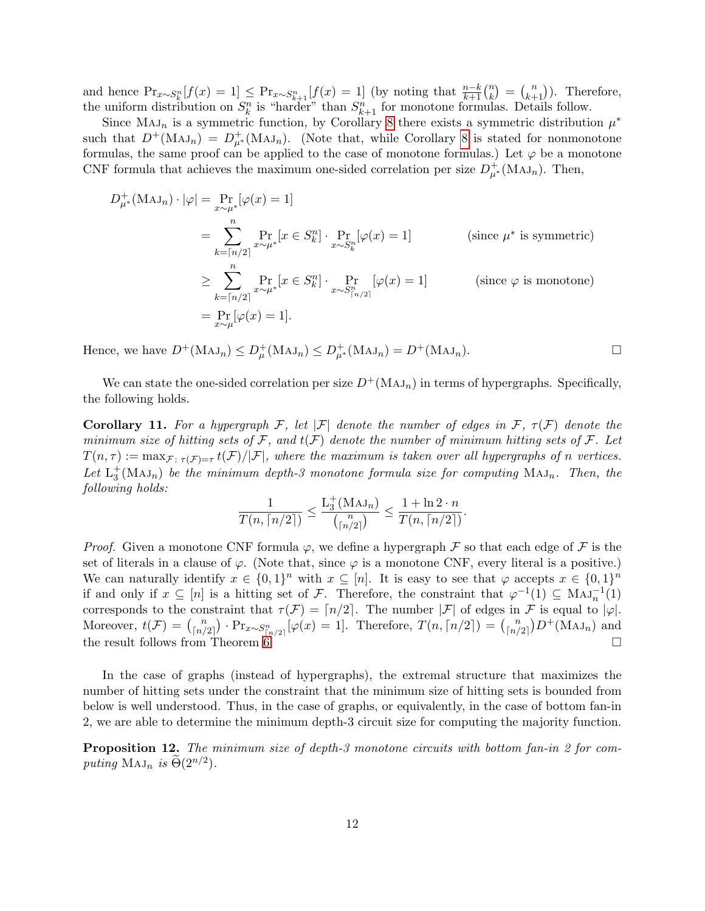and hence $\Pr_{x\sim S_k^n}[f(x)=1] \le \Pr_{x\sim S_{k+1}^n}[f(x)=1]$ (by noting that $\frac{n-k}{k+1}\binom{n}{k} = \binom{n}{k+1}$). Therefore, the uniform distribution on $S_k^n$ is "harder" than $S_{k+1}^n$ for monotone formulas. Details follow.

Since $\textsc{Maj}_n$ is a symmetric function, by Corollary 8 there exists a symmetric distribution $\mu^*$ such that $D^+(\textsc{Maj}_n) = D^+_{\mu^*}(\textsc{Maj}_n)$. (Note that, while Corollary 8 is stated for nonmonotone formulas, the same proof can be applied to the case of monotone formulas.) Let $\varphi$ be a monotone CNF formula that achieves the maximum one-sided correlation per size $D^+_{\mu^*}(\textsc{Maj}_n)$. Then,

$$
\begin{aligned}
D^+_{\mu^*}(\textsc{Maj}_n)\cdot|\varphi| &= \Pr_{x\sim\mu^*}[\varphi(x)=1] \\
&= \sum_{k=\lceil n/2\rceil}^{n} \Pr_{x\sim\mu^*}[x\in S_k^n]\cdot \Pr_{x\sim S_k^n}[\varphi(x)=1] && \text{(since $\mu^*$ is symmetric)} \\
&\ge \sum_{k=\lceil n/2\rceil}^{n} \Pr_{x\sim\mu^*}[x\in S_k^n]\cdot \Pr_{x\sim S_{\lceil n/2\rceil}^n}[\varphi(x)=1] && \text{(since $\varphi$ is monotone)} \\
&= \Pr_{x\sim\mu}[\varphi(x)=1].
\end{aligned}
$$

Hence, we have $D^+(\textsc{Maj}_n) \le D^+_{\mu}(\textsc{Maj}_n) \le D^+_{\mu^*}(\textsc{Maj}_n) = D^+(\textsc{Maj}_n)$. $\square$

We can state the one-sided correlation per size $D^+(\textsc{Maj}_n)$ in terms of hypergraphs. Specifically, the following holds.

**Corollary 11.** *For a hypergraph $\mathcal{F}$, let $|\mathcal{F}|$ denote the number of edges in $\mathcal{F}$, $\tau(\mathcal{F})$ denote the minimum size of hitting sets of $\mathcal{F}$, and $t(\mathcal{F})$ denote the number of minimum hitting sets of $\mathcal{F}$. Let $T(n,\tau) := \max_{\mathcal{F}\colon \tau(\mathcal{F})=\tau} t(\mathcal{F})/|\mathcal{F}|$, where the maximum is taken over all hypergraphs of $n$ vertices. Let $\mathrm{L}_3^+(\textsc{Maj}_n)$ be the minimum depth-3 monotone formula size for computing $\textsc{Maj}_n$. Then, the following holds:*

$$
\frac{1}{T(n,\lceil n/2\rceil)} \le \frac{\mathrm{L}_3^+(\textsc{Maj}_n)}{\binom{n}{\lceil n/2\rceil}} \le \frac{1+\ln 2\cdot n}{T(n,\lceil n/2\rceil)}.
$$

*Proof.* Given a monotone CNF formula $\varphi$, we define a hypergraph $\mathcal{F}$ so that each edge of $\mathcal{F}$ is the set of literals in a clause of $\varphi$. (Note that, since $\varphi$ is a monotone CNF, every literal is a positive.) We can naturally identify $x\in\{0,1\}^n$ with $x\subseteq[n]$. It is easy to see that $\varphi$ accepts $x\in\{0,1\}^n$ if and only if $x\subseteq[n]$ is a hitting set of $\mathcal{F}$. Therefore, the constraint that $\varphi^{-1}(1)\subseteq \textsc{Maj}_n^{-1}(1)$ corresponds to the constraint that $\tau(\mathcal{F})=\lceil n/2\rceil$. The number $|\mathcal{F}|$ of edges in $\mathcal{F}$ is equal to $|\varphi|$. Moreover, $t(\mathcal{F}) = \binom{n}{\lceil n/2\rceil}\cdot \Pr_{x\sim S^n_{\lceil n/2\rceil}}[\varphi(x)=1]$. Therefore, $T(n,\lceil n/2\rceil) = \binom{n}{\lceil n/2\rceil} D^+(\textsc{Maj}_n)$ and the result follows from Theorem 6. $\square$

In the case of graphs (instead of hypergraphs), the extremal structure that maximizes the number of hitting sets under the constraint that the minimum size of hitting sets is bounded from below is well understood. Thus, in the case of graphs, or equivalently, in the case of bottom fan-in 2, we are able to determine the minimum depth-3 circuit size for computing the majority function.

**Proposition 12.** *The minimum size of depth-3 monotone circuits with bottom fan-in 2 for computing $\textsc{Maj}_n$ is $\widetilde{\Theta}(2^{n/2})$.*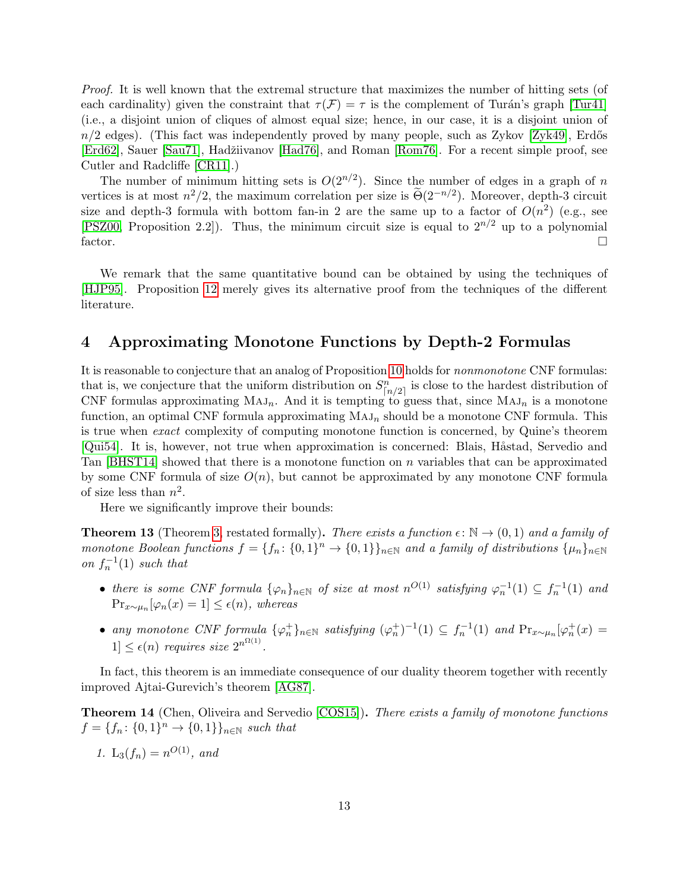*Proof.* It is well known that the extremal structure that maximizes the number of hitting sets (of each cardinality) given the constraint that $\tau(\mathcal{F}) = \tau$ is the complement of Turán's graph [Tur41] (i.e., a disjoint union of cliques of almost equal size; hence, in our case, it is a disjoint union of $n/2$ edges). (This fact was independently proved by many people, such as Zykov [Zyk49], Erdős [Erd62], Sauer [Sau71], Hadžiivanov [Had76], and Roman [Rom76]. For a recent simple proof, see Cutler and Radcliffe [CR11].)

The number of minimum hitting sets is $O(2^{n/2})$. Since the number of edges in a graph of $n$ vertices is at most $n^2/2$, the maximum correlation per size is $\widetilde{\Theta}(2^{-n/2})$. Moreover, depth-3 circuit size and depth-3 formula with bottom fan-in 2 are the same up to a factor of $O(n^2)$ (e.g., see [PSZ00, Proposition 2.2]). Thus, the minimum circuit size is equal to $2^{n/2}$ up to a polynomial factor. □

We remark that the same quantitative bound can be obtained by using the techniques of [HJP95]. Proposition 12 merely gives its alternative proof from the techniques of the different literature.

## 4 Approximating Monotone Functions by Depth-2 Formulas

It is reasonable to conjecture that an analog of Proposition 10 holds for *nonmonotone* CNF formulas: that is, we conjecture that the uniform distribution on $S^n_{\lceil n/2 \rceil}$ is close to the hardest distribution of CNF formulas approximating $\textsc{Maj}_n$. And it is tempting to guess that, since $\textsc{Maj}_n$ is a monotone function, an optimal CNF formula approximating $\textsc{Maj}_n$ should be a monotone CNF formula. This is true when *exact* complexity of computing monotone function is concerned, by Quine's theorem [Qui54]. It is, however, not true when approximation is concerned: Blais, Håstad, Servedio and Tan [BHST14] showed that there is a monotone function on $n$ variables that can be approximated by some CNF formula of size $O(n)$, but cannot be approximated by any monotone CNF formula of size less than $n^2$.

Here we significantly improve their bounds:

**Theorem 13** (Theorem 3, restated formally)**.** *There exists a function $\epsilon \colon \mathbb{N} \to (0, 1)$ and a family of monotone Boolean functions $f = \{f_n \colon \{0,1\}^n \to \{0,1\}\}_{n\in\mathbb{N}}$ and a family of distributions $\{\mu_n\}_{n\in\mathbb{N}}$ on $f_n^{-1}(1)$ such that*

- *there is some CNF formula $\{\varphi_n\}_{n\in\mathbb{N}}$ of size at most $n^{O(1)}$ satisfying $\varphi_n^{-1}(1) \subseteq f_n^{-1}(1)$ and $\Pr_{x\sim\mu_n}[\varphi_n(x) = 1] \leq \epsilon(n)$, whereas*
- *any monotone CNF formula $\{\varphi_n^+\}_{n\in\mathbb{N}}$ satisfying $(\varphi_n^+)^{-1}(1) \subseteq f_n^{-1}(1)$ and $\Pr_{x\sim\mu_n}[\varphi_n^+(x) = 1] \leq \epsilon(n)$ requires size $2^{n^{\Omega(1)}}$.*

In fact, this theorem is an immediate consequence of our duality theorem together with recently improved Ajtai-Gurevich's theorem [AG87].

**Theorem 14** (Chen, Oliveira and Servedio [COS15])**.** *There exists a family of monotone functions $f = \{f_n \colon \{0,1\}^n \to \{0,1\}\}_{n\in\mathbb{N}}$ such that*

1. *$\mathrm{L}_3(f_n) = n^{O(1)}$, and*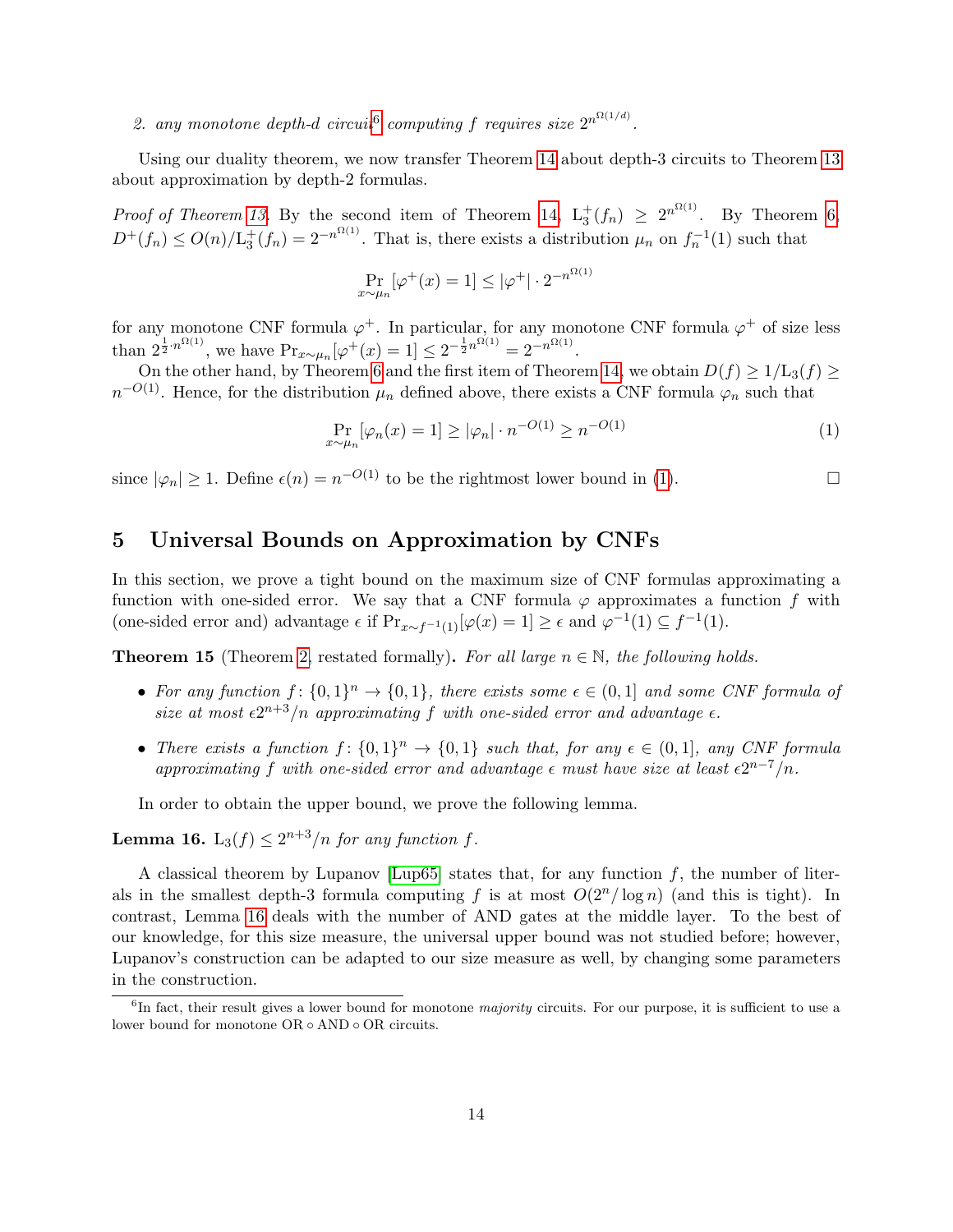2. *any monotone depth-d circuit*[6] *computing $f$ requires size $2^{n^{\Omega(1/d)}}$.*

Using our duality theorem, we now transfer Theorem 14 about depth-3 circuits to Theorem 13 about approximation by depth-2 formulas.

*Proof of Theorem 13.* By the second item of Theorem 14, $\mathrm{L}_3^+(f_n) \geq 2^{n^{\Omega(1)}}$. By Theorem 6, $D^+(f_n) \leq O(n)/\mathrm{L}_3^+(f_n) = 2^{-n^{\Omega(1)}}$. That is, there exists a distribution $\mu_n$ on $f_n^{-1}(1)$ such that

$$\Pr_{x \sim \mu_n}[\varphi^+(x) = 1] \leq |\varphi^+| \cdot 2^{-n^{\Omega(1)}}$$

for any monotone CNF formula $\varphi^+$. In particular, for any monotone CNF formula $\varphi^+$ of size less than $2^{\frac{1}{2} \cdot n^{\Omega(1)}}$, we have $\Pr_{x \sim \mu_n}[\varphi^+(x) = 1] \leq 2^{-\frac{1}{2} n^{\Omega(1)}} = 2^{-n^{\Omega(1)}}$.

On the other hand, by Theorem 6 and the first item of Theorem 14, we obtain $D(f) \geq 1/\mathrm{L}_3(f) \geq n^{-O(1)}$. Hence, for the distribution $\mu_n$ defined above, there exists a CNF formula $\varphi_n$ such that

$$\Pr_{x \sim \mu_n}[\varphi_n(x) = 1] \geq |\varphi_n| \cdot n^{-O(1)} \geq n^{-O(1)} \tag{1}$$

since $|\varphi_n| \geq 1$. Define $\epsilon(n) = n^{-O(1)}$ to be the rightmost lower bound in (1). $\square$

## 5 Universal Bounds on Approximation by CNFs

In this section, we prove a tight bound on the maximum size of CNF formulas approximating a function with one-sided error. We say that a CNF formula $\varphi$ approximates a function $f$ with (one-sided error and) advantage $\epsilon$ if $\Pr_{x \sim f^{-1}(1)}[\varphi(x) = 1] \geq \epsilon$ and $\varphi^{-1}(1) \subseteq f^{-1}(1)$.

**Theorem 15** (Theorem 2, restated formally)**.** *For all large $n \in \mathbb{N}$, the following holds.*

- *For any function $f\colon \{0,1\}^n \to \{0,1\}$, there exists some $\epsilon \in (0,1]$ and some CNF formula of size at most $\epsilon 2^{n+3}/n$ approximating $f$ with one-sided error and advantage $\epsilon$.*
- *There exists a function $f\colon \{0,1\}^n \to \{0,1\}$ such that, for any $\epsilon \in (0,1]$, any CNF formula approximating $f$ with one-sided error and advantage $\epsilon$ must have size at least $\epsilon 2^{n-7}/n$.*

In order to obtain the upper bound, we prove the following lemma.

**Lemma 16.** *$\mathrm{L}_3(f) \leq 2^{n+3}/n$ for any function $f$.*

A classical theorem by Lupanov [Lup65] states that, for any function $f$, the number of literals in the smallest depth-3 formula computing $f$ is at most $O(2^n/\log n)$ (and this is tight). In contrast, Lemma 16 deals with the number of AND gates at the middle layer. To the best of our knowledge, for this size measure, the universal upper bound was not studied before; however, Lupanov's construction can be adapted to our size measure as well, by changing some parameters in the construction.

[6] In fact, their result gives a lower bound for monotone *majority* circuits. For our purpose, it is sufficient to use a lower bound for monotone OR $\circ$ AND $\circ$ OR circuits.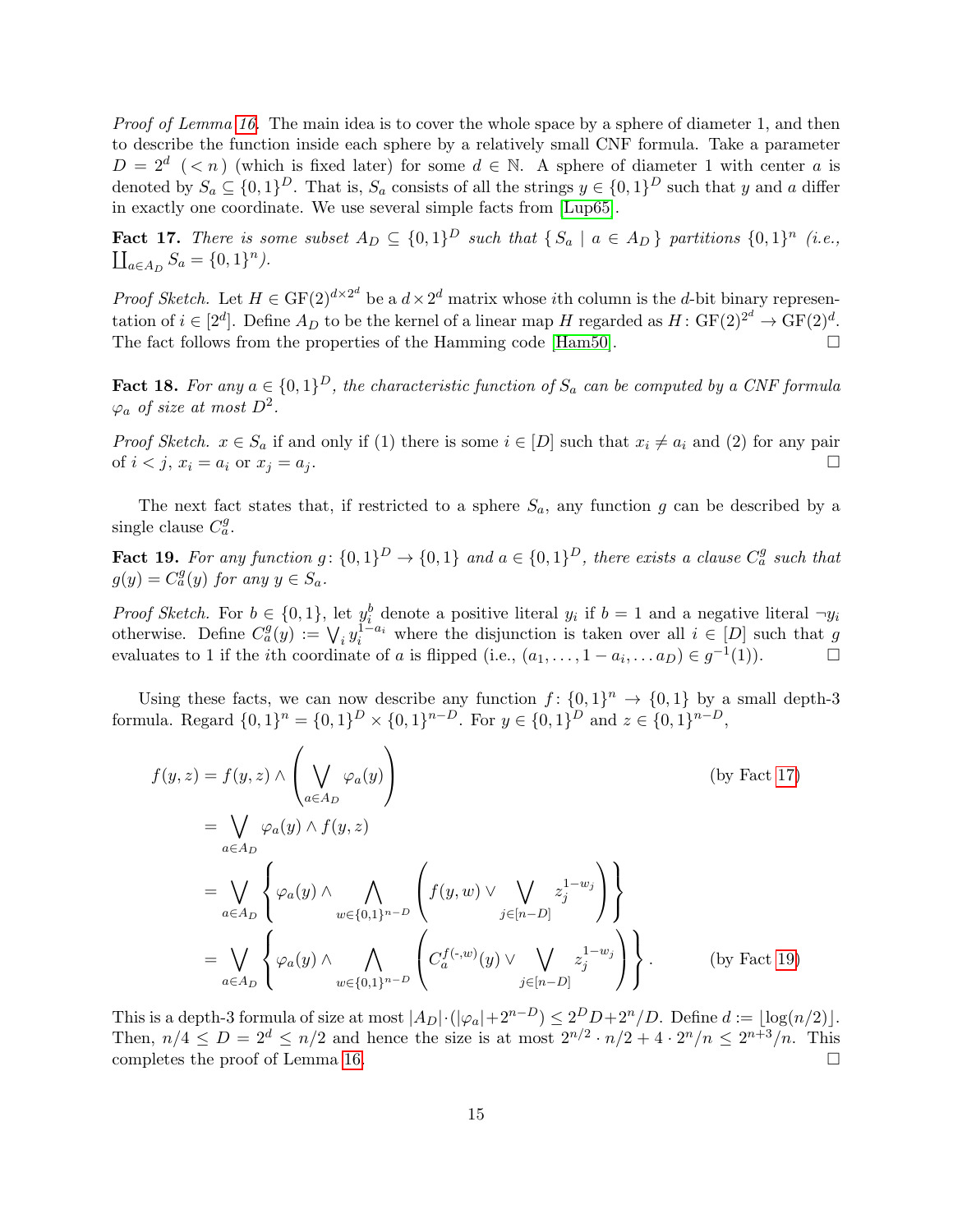*Proof of Lemma 16.* The main idea is to cover the whole space by a sphere of diameter 1, and then to describe the function inside each sphere by a relatively small CNF formula. Take a parameter $D = 2^d \ (< n)$ (which is fixed later) for some $d \in \mathbb{N}$. A sphere of diameter 1 with center $a$ is denoted by $S_a \subseteq \{0,1\}^D$. That is, $S_a$ consists of all the strings $y \in \{0,1\}^D$ such that $y$ and $a$ differ in exactly one coordinate. We use several simple facts from [Lup65].

**Fact 17.** *There is some subset $A_D \subseteq \{0,1\}^D$ such that $\{ S_a \mid a \in A_D \}$ partitions $\{0,1\}^n$ (i.e., $\coprod_{a \in A_D} S_a = \{0,1\}^n$).*

*Proof Sketch.* Let $H \in \mathrm{GF}(2)^{d \times 2^d}$ be a $d \times 2^d$ matrix whose $i$th column is the $d$-bit binary representation of $i \in [2^d]$. Define $A_D$ to be the kernel of a linear map $H$ regarded as $H \colon \mathrm{GF}(2)^{2^d} \to \mathrm{GF}(2)^d$. The fact follows from the properties of the Hamming code [Ham50]. □

**Fact 18.** *For any $a \in \{0,1\}^D$, the characteristic function of $S_a$ can be computed by a CNF formula $\varphi_a$ of size at most $D^2$.*

*Proof Sketch.* $x \in S_a$ if and only if (1) there is some $i \in [D]$ such that $x_i \neq a_i$ and (2) for any pair of $i < j$, $x_i = a_i$ or $x_j = a_j$. □

The next fact states that, if restricted to a sphere $S_a$, any function $g$ can be described by a single clause $C^g_a$.

**Fact 19.** *For any function $g \colon \{0,1\}^D \to \{0,1\}$ and $a \in \{0,1\}^D$, there exists a clause $C^g_a$ such that $g(y) = C^g_a(y)$ for any $y \in S_a$.*

*Proof Sketch.* For $b \in \{0,1\}$, let $y_i^b$ denote a positive literal $y_i$ if $b = 1$ and a negative literal $\neg y_i$ otherwise. Define $C^g_a(y) := \bigvee_i y_i^{1-a_i}$ where the disjunction is taken over all $i \in [D]$ such that $g$ evaluates to 1 if the $i$th coordinate of $a$ is flipped (i.e., $(a_1, \ldots, 1 - a_i, \ldots a_D) \in g^{-1}(1)$). □

Using these facts, we can now describe any function $f \colon \{0,1\}^n \to \{0,1\}$ by a small depth-3 formula. Regard $\{0,1\}^n = \{0,1\}^D \times \{0,1\}^{n-D}$. For $y \in \{0,1\}^D$ and $z \in \{0,1\}^{n-D}$,

$$
\begin{aligned}
f(y,z) &= f(y,z) \wedge \left( \bigvee_{a \in A_D} \varphi_a(y) \right) && \text{(by Fact 17)} \\
&= \bigvee_{a \in A_D} \varphi_a(y) \wedge f(y,z) \\
&= \bigvee_{a \in A_D} \left\{ \varphi_a(y) \wedge \bigwedge_{w \in \{0,1\}^{n-D}} \left( f(y,w) \vee \bigvee_{j \in [n-D]} z_j^{1-w_j} \right) \right\} \\
&= \bigvee_{a \in A_D} \left\{ \varphi_a(y) \wedge \bigwedge_{w \in \{0,1\}^{n-D}} \left( C_a^{f(\cdot,w)}(y) \vee \bigvee_{j \in [n-D]} z_j^{1-w_j} \right) \right\}. && \text{(by Fact 19)}
\end{aligned}
$$

This is a depth-3 formula of size at most $|A_D| \cdot (|\varphi_a| + 2^{n-D}) \leq 2^D D + 2^n/D$. Define $d := \lfloor \log(n/2) \rfloor$. Then, $n/4 \leq D = 2^d \leq n/2$ and hence the size is at most $2^{n/2} \cdot n/2 + 4 \cdot 2^n/n \leq 2^{n+3}/n$. This completes the proof of Lemma 16. □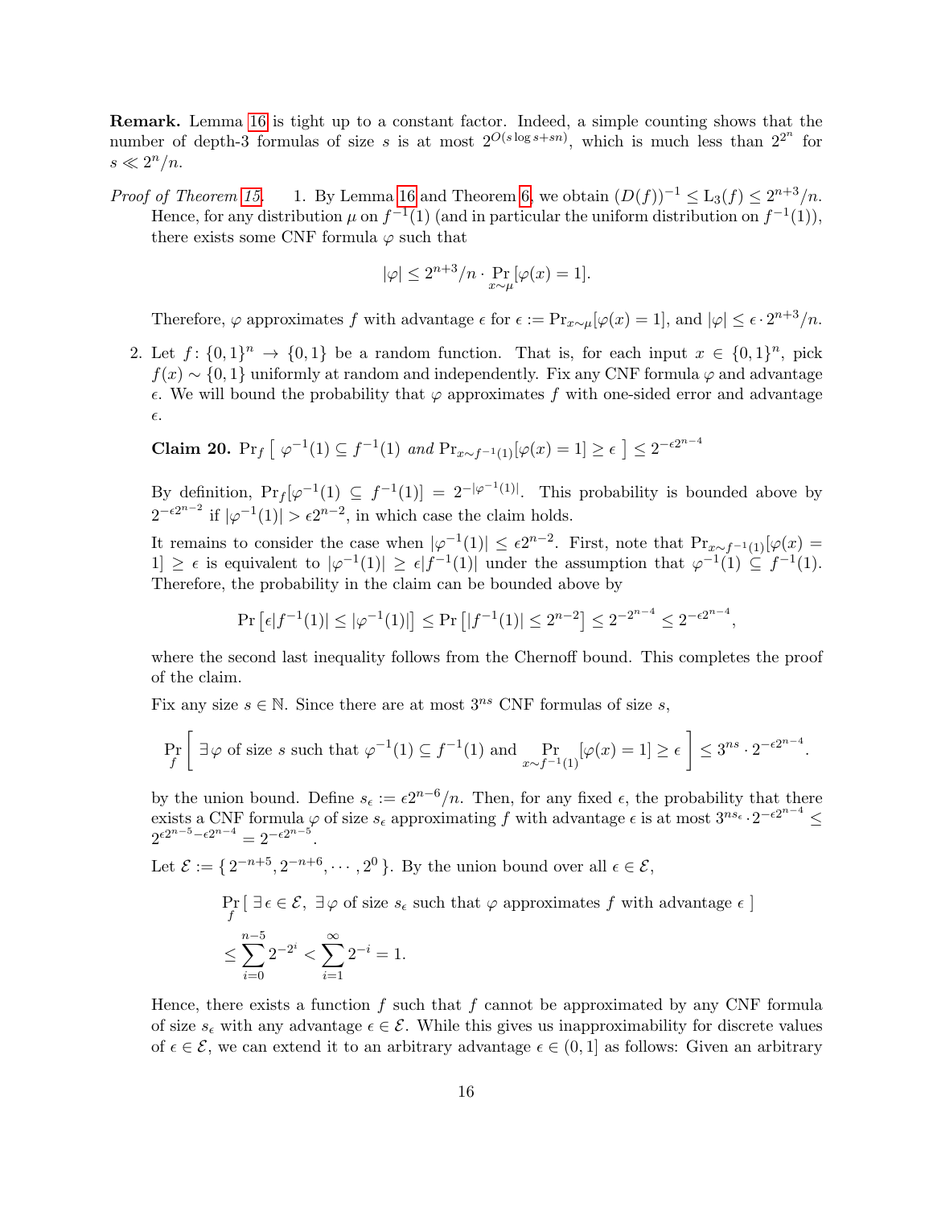**Remark.** Lemma 16 is tight up to a constant factor. Indeed, a simple counting shows that the number of depth-3 formulas of size $s$ is at most $2^{O(s \log s + sn)}$, which is much less than $2^{2^n}$ for $s \ll 2^n/n$.

*Proof of Theorem 15.*

1. By Lemma 16 and Theorem 6, we obtain $(D(f))^{-1} \leq \mathrm{L}_3(f) \leq 2^{n+3}/n$. Hence, for any distribution $\mu$ on $f^{-1}(1)$ (and in particular the uniform distribution on $f^{-1}(1)$), there exists some CNF formula $\varphi$ such that

$$|\varphi| \leq 2^{n+3}/n \cdot \Pr_{x \sim \mu}[\varphi(x) = 1].$$

Therefore, $\varphi$ approximates $f$ with advantage $\epsilon$ for $\epsilon := \Pr_{x\sim\mu}[\varphi(x) = 1]$, and $|\varphi| \leq \epsilon \cdot 2^{n+3}/n$.

2. Let $f \colon \{0,1\}^n \to \{0,1\}$ be a random function. That is, for each input $x \in \{0,1\}^n$, pick $f(x) \sim \{0,1\}$ uniformly at random and independently. Fix any CNF formula $\varphi$ and advantage $\epsilon$. We will bound the probability that $\varphi$ approximates $f$ with one-sided error and advantage $\epsilon$.

**Claim 20.** $\Pr_f \left[ \ \varphi^{-1}(1) \subseteq f^{-1}(1) \text{ and } \Pr_{x\sim f^{-1}(1)}[\varphi(x) = 1] \geq \epsilon \ \right] \leq 2^{-\epsilon 2^{n-4}}$

By definition, $\Pr_f[\varphi^{-1}(1) \subseteq f^{-1}(1)] = 2^{-|\varphi^{-1}(1)|}$. This probability is bounded above by $2^{-\epsilon 2^{n-2}}$ if $|\varphi^{-1}(1)| > \epsilon 2^{n-2}$, in which case the claim holds.

It remains to consider the case when $|\varphi^{-1}(1)| \leq \epsilon 2^{n-2}$. First, note that $\Pr_{x\sim f^{-1}(1)}[\varphi(x) = 1] \geq \epsilon$ is equivalent to $|\varphi^{-1}(1)| \geq \epsilon |f^{-1}(1)|$ under the assumption that $\varphi^{-1}(1) \subseteq f^{-1}(1)$. Therefore, the probability in the claim can be bounded above by

$$\Pr\left[\epsilon |f^{-1}(1)| \leq |\varphi^{-1}(1)|\right] \leq \Pr\left[|f^{-1}(1)| \leq 2^{n-2}\right] \leq 2^{-2^{n-4}} \leq 2^{-\epsilon 2^{n-4}},$$

where the second last inequality follows from the Chernoff bound. This completes the proof of the claim.

Fix any size $s \in \mathbb{N}$. Since there are at most $3^{ns}$ CNF formulas of size $s$,

$$\Pr_f \left[ \ \exists \varphi \text{ of size } s \text{ such that } \varphi^{-1}(1) \subseteq f^{-1}(1) \text{ and } \Pr_{x\sim f^{-1}(1)}[\varphi(x) = 1] \geq \epsilon \ \right] \leq 3^{ns} \cdot 2^{-\epsilon 2^{n-4}}.$$

by the union bound. Define $s_\epsilon := \epsilon 2^{n-6}/n$. Then, for any fixed $\epsilon$, the probability that there exists a CNF formula $\varphi$ of size $s_\epsilon$ approximating $f$ with advantage $\epsilon$ is at most $3^{ns_\epsilon} \cdot 2^{-\epsilon 2^{n-4}} \leq 2^{\epsilon 2^{n-5} - \epsilon 2^{n-4}} = 2^{-\epsilon 2^{n-5}}$.

Let $\mathcal{E} := \{ \, 2^{-n+5}, 2^{-n+6}, \cdots, 2^0 \, \}$. By the union bound over all $\epsilon \in \mathcal{E}$,

$$\begin{aligned}
&\Pr_f \left[ \ \exists \epsilon \in \mathcal{E}, \ \exists \varphi \text{ of size } s_\epsilon \text{ such that } \varphi \text{ approximates } f \text{ with advantage } \epsilon \ \right] \\
&\leq \sum_{i=0}^{n-5} 2^{-2^i} < \sum_{i=1}^{\infty} 2^{-i} = 1.
\end{aligned}$$

Hence, there exists a function $f$ such that $f$ cannot be approximated by any CNF formula of size $s_\epsilon$ with any advantage $\epsilon \in \mathcal{E}$. While this gives us inapproximability for discrete values of $\epsilon \in \mathcal{E}$, we can extend it to an arbitrary advantage $\epsilon \in (0, 1]$ as follows: Given an arbitrary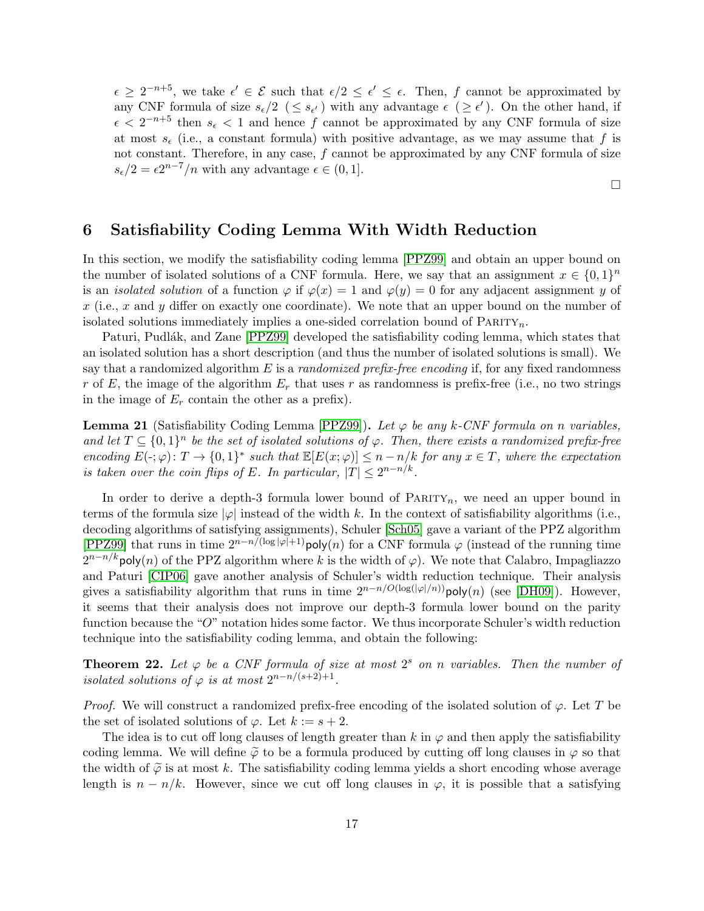$\epsilon \geq 2^{-n+5}$, we take $\epsilon' \in \mathcal{E}$ such that $\epsilon/2 \leq \epsilon' \leq \epsilon$. Then, $f$ cannot be approximated by any CNF formula of size $s_\epsilon/2$ ($\leq s_{\epsilon'}$) with any advantage $\epsilon$ ($\geq \epsilon'$). On the other hand, if $\epsilon < 2^{-n+5}$ then $s_\epsilon < 1$ and hence $f$ cannot be approximated by any CNF formula of size at most $s_\epsilon$ (i.e., a constant formula) with positive advantage, as we may assume that $f$ is not constant. Therefore, in any case, $f$ cannot be approximated by any CNF formula of size $s_\epsilon/2 = \epsilon 2^{n-7}/n$ with any advantage $\epsilon \in (0, 1]$.

□

## 6 Satisfiability Coding Lemma With Width Reduction

In this section, we modify the satisfiability coding lemma [PPZ99] and obtain an upper bound on the number of isolated solutions of a CNF formula. Here, we say that an assignment $x \in \{0,1\}^n$ is an *isolated solution* of a function $\varphi$ if $\varphi(x) = 1$ and $\varphi(y) = 0$ for any adjacent assignment $y$ of $x$ (i.e., $x$ and $y$ differ on exactly one coordinate). We note that an upper bound on the number of isolated solutions immediately implies a one-sided correlation bound of $\text{PARITY}_n$.

Paturi, Pudlák, and Zane [PPZ99] developed the satisfiability coding lemma, which states that an isolated solution has a short description (and thus the number of isolated solutions is small). We say that a randomized algorithm $E$ is a *randomized prefix-free encoding* if, for any fixed randomness $r$ of $E$, the image of the algorithm $E_r$ that uses $r$ as randomness is prefix-free (i.e., no two strings in the image of $E_r$ contain the other as a prefix).

**Lemma 21** (Satisfiability Coding Lemma [PPZ99])**.** *Let $\varphi$ be any $k$-CNF formula on $n$ variables, and let $T \subseteq \{0,1\}^n$ be the set of isolated solutions of $\varphi$. Then, there exists a randomized prefix-free encoding $E(\text{-};\varphi)\colon T \to \{0,1\}^*$ such that $\mathbb{E}[E(x;\varphi)] \leq n - n/k$ for any $x \in T$, where the expectation is taken over the coin flips of $E$. In particular, $|T| \leq 2^{n-n/k}$.*

In order to derive a depth-3 formula lower bound of $\text{PARITY}_n$, we need an upper bound in terms of the formula size $|\varphi|$ instead of the width $k$. In the context of satisfiability algorithms (i.e., decoding algorithms of satisfying assignments), Schuler [Sch05] gave a variant of the PPZ algorithm [PPZ99] that runs in time $2^{n-n/(\log|\varphi|+1)}\mathsf{poly}(n)$ for a CNF formula $\varphi$ (instead of the running time $2^{n-n/k}\mathsf{poly}(n)$ of the PPZ algorithm where $k$ is the width of $\varphi$). We note that Calabro, Impagliazzo and Paturi [CIP06] gave another analysis of Schuler's width reduction technique. Their analysis gives a satisfiability algorithm that runs in time $2^{n-n/O(\log(|\varphi|/n))}\mathsf{poly}(n)$ (see [DH09]). However, it seems that their analysis does not improve our depth-3 formula lower bound on the parity function because the "$O$" notation hides some factor. We thus incorporate Schuler's width reduction technique into the satisfiability coding lemma, and obtain the following:

**Theorem 22.** *Let $\varphi$ be a CNF formula of size at most $2^s$ on $n$ variables. Then the number of isolated solutions of $\varphi$ is at most $2^{n-n/(s+2)+1}$.*

*Proof.* We will construct a randomized prefix-free encoding of the isolated solution of $\varphi$. Let $T$ be the set of isolated solutions of $\varphi$. Let $k := s + 2$.

The idea is to cut off long clauses of length greater than $k$ in $\varphi$ and then apply the satisfiability coding lemma. We will define $\widetilde{\varphi}$ to be a formula produced by cutting off long clauses in $\varphi$ so that the width of $\widetilde{\varphi}$ is at most $k$. The satisfiability coding lemma yields a short encoding whose average length is $n - n/k$. However, since we cut off long clauses in $\varphi$, it is possible that a satisfying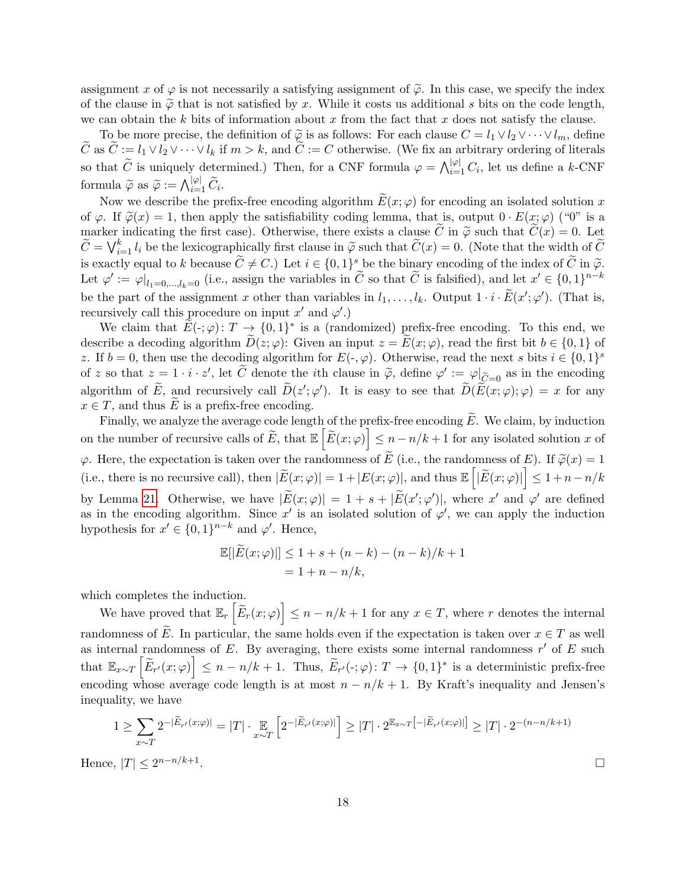assignment $x$ of $\varphi$ is not necessarily a satisfying assignment of $\widetilde{\varphi}$. In this case, we specify the index of the clause in $\widetilde{\varphi}$ that is not satisfied by $x$. While it costs us additional $s$ bits on the code length, we can obtain the $k$ bits of information about $x$ from the fact that $x$ does not satisfy the clause.

To be more precise, the definition of $\widetilde{\varphi}$ is as follows: For each clause $C = l_1 \vee l_2 \vee \cdots \vee l_m$, define $\widetilde{C}$ as $\widetilde{C} := l_1 \vee l_2 \vee \cdots \vee l_k$ if $m > k$, and $\widetilde{C} := C$ otherwise. (We fix an arbitrary ordering of literals so that $\widetilde{C}$ is uniquely determined.) Then, for a CNF formula $\varphi = \bigwedge_{i=1}^{|\varphi|} C_i$, let us define a $k$-CNF formula $\widetilde{\varphi}$ as $\widetilde{\varphi} := \bigwedge_{i=1}^{|\varphi|} \widetilde{C}_i$.

Now we describe the prefix-free encoding algorithm $\widetilde{E}(x;\varphi)$ for encoding an isolated solution $x$ of $\varphi$. If $\widetilde{\varphi}(x) = 1$, then apply the satisfiability coding lemma, that is, output $0 \cdot E(x;\varphi)$ ("0" is a marker indicating the first case). Otherwise, there exists a clause $\widetilde{C}$ in $\widetilde{\varphi}$ such that $\widetilde{C}(x) = 0$. Let $\widetilde{C} = \bigvee_{i=1}^{k} l_i$ be the lexicographically first clause in $\widetilde{\varphi}$ such that $\widetilde{C}(x) = 0$. (Note that the width of $\widetilde{C}$ is exactly equal to $k$ because $\widetilde{C} \neq C$.) Let $i \in \{0,1\}^s$ be the binary encoding of the index of $\widetilde{C}$ in $\widetilde{\varphi}$. Let $\varphi' := \varphi|_{l_1=0,\ldots,l_k=0}$ (i.e., assign the variables in $\widetilde{C}$ so that $\widetilde{C}$ is falsified), and let $x' \in \{0,1\}^{n-k}$ be the part of the assignment $x$ other than variables in $l_1, \ldots, l_k$. Output $1 \cdot i \cdot \widetilde{E}(x';\varphi')$. (That is, recursively call this procedure on input $x'$ and $\varphi'$.)

We claim that $\widetilde{E}(\text{-};\varphi)\colon T \to \{0,1\}^*$ is a (randomized) prefix-free encoding. To this end, we describe a decoding algorithm $\widetilde{D}(z;\varphi)$: Given an input $z = \widetilde{E}(x;\varphi)$, read the first bit $b \in \{0,1\}$ of $z$. If $b = 0$, then use the decoding algorithm for $E(\text{-},\varphi)$. Otherwise, read the next $s$ bits $i \in \{0,1\}^s$ of $z$ so that $z = 1 \cdot i \cdot z'$, let $\widetilde{C}$ denote the $i$th clause in $\widetilde{\varphi}$, define $\varphi' := \varphi|_{\widetilde{C}=0}$ as in the encoding algorithm of $\widetilde{E}$, and recursively call $\widetilde{D}(z';\varphi')$. It is easy to see that $\widetilde{D}(\widetilde{E}(x;\varphi);\varphi) = x$ for any $x \in T$, and thus $\widetilde{E}$ is a prefix-free encoding.

Finally, we analyze the average code length of the prefix-free encoding $\widetilde{E}$. We claim, by induction on the number of recursive calls of $\widetilde{E}$, that $\mathbb{E}\left[\widetilde{E}(x;\varphi)\right] \leq n - n/k + 1$ for any isolated solution $x$ of $\varphi$. Here, the expectation is taken over the randomness of $\widetilde{E}$ (i.e., the randomness of $E$). If $\widetilde{\varphi}(x) = 1$ (i.e., there is no recursive call), then $|\widetilde{E}(x;\varphi)| = 1 + |E(x;\varphi)|$, and thus $\mathbb{E}\left[|\widetilde{E}(x;\varphi)|\right] \leq 1 + n - n/k$ by Lemma 21. Otherwise, we have $|\widetilde{E}(x;\varphi)| = 1 + s + |\widetilde{E}(x';\varphi')|$, where $x'$ and $\varphi'$ are defined as in the encoding algorithm. Since $x'$ is an isolated solution of $\varphi'$, we can apply the induction hypothesis for $x' \in \{0,1\}^{n-k}$ and $\varphi'$. Hence,

$$\begin{aligned} \mathbb{E}[|\widetilde{E}(x;\varphi)|] &\leq 1 + s + (n-k) - (n-k)/k + 1 \\ &= 1 + n - n/k, \end{aligned}$$

which completes the induction.

We have proved that $\mathbb{E}_r\left[\widetilde{E}_r(x;\varphi)\right] \leq n - n/k + 1$ for any $x \in T$, where $r$ denotes the internal randomness of $\widetilde{E}$. In particular, the same holds even if the expectation is taken over $x \in T$ as well as internal randomness of $E$. By averaging, there exists some internal randomness $r'$ of $E$ such that $\mathbb{E}_{x\sim T}\left[\widetilde{E}_{r'}(x;\varphi)\right] \leq n - n/k + 1$. Thus, $\widetilde{E}_{r'}(\text{-};\varphi)\colon T \to \{0,1\}^*$ is a deterministic prefix-free encoding whose average code length is at most $n - n/k + 1$. By Kraft's inequality and Jensen's inequality, we have

$$1 \geq \sum_{x\sim T} 2^{-|\widetilde{E}_{r'}(x;\varphi)|} = |T| \cdot \mathop{\mathbb{E}}_{x\sim T}\left[2^{-|\widetilde{E}_{r'}(x;\varphi)|}\right] \geq |T| \cdot 2^{\mathbb{E}_{x\sim T}\left[-|\widetilde{E}_{r'}(x;\varphi)|\right]} \geq |T| \cdot 2^{-(n-n/k+1)}$$

Hence, $|T| \leq 2^{n-n/k+1}$. □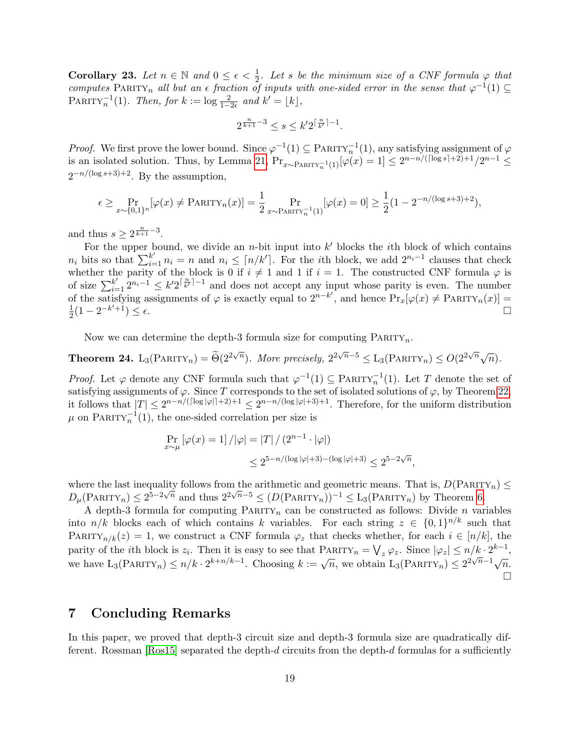**Corollary 23.** *Let $n \in \mathbb{N}$ and $0 \le \epsilon < \frac{1}{2}$. Let $s$ be the minimum size of a CNF formula $\varphi$ that computes $\text{PARITY}_n$ all but an $\epsilon$ fraction of inputs with one-sided error in the sense that $\varphi^{-1}(1) \subseteq \text{PARITY}_n^{-1}(1)$. Then, for $k := \log \frac{2}{1-2\epsilon}$ and $k' = \lfloor k \rfloor$,*

$$2^{\frac{n}{k+1}-3} \le s \le k' 2^{\lceil \frac{n}{k'} \rceil - 1}.$$

*Proof.* We first prove the lower bound. Since $\varphi^{-1}(1) \subseteq \text{PARITY}_n^{-1}(1)$, any satisfying assignment of $\varphi$ is an isolated solution. Thus, by Lemma 21, $\Pr_{x \sim \text{PARITY}_n^{-1}(1)}[\varphi(x) = 1] \le 2^{n-n/(\lceil \log s \rceil + 2)+1}/2^{n-1} \le 2^{-n/(\log s+3)+2}$. By the assumption,

$$\epsilon \ge \Pr_{x \sim \{0,1\}^n}[\varphi(x) \ne \text{PARITY}_n(x)] = \frac{1}{2} \Pr_{x \sim \text{PARITY}_n^{-1}(1)}[\varphi(x) = 0] \ge \frac{1}{2}(1 - 2^{-n/(\log s+3)+2}),$$

and thus $s \ge 2^{\frac{n}{k+1}-3}$.

For the upper bound, we divide an $n$-bit input into $k'$ blocks the $i$th block of which contains $n_i$ bits so that $\sum_{i=1}^{k'} n_i = n$ and $n_i \le \lceil n/k' \rceil$. For the $i$th block, we add $2^{n_i-1}$ clauses that check whether the parity of the block is 0 if $i \ne 1$ and 1 if $i = 1$. The constructed CNF formula $\varphi$ is of size $\sum_{i=1}^{k'} 2^{n_i-1} \le k' 2^{\lceil \frac{n}{k'} \rceil - 1}$ and does not accept any input whose parity is even. The number of the satisfying assignments of $\varphi$ is exactly equal to $2^{n-k'}$, and hence $\Pr_x[\varphi(x) \ne \text{PARITY}_n(x)] = \frac{1}{2}(1 - 2^{-k'+1}) \le \epsilon$. □

Now we can determine the depth-3 formula size for computing $\text{PARITY}_n$.

**Theorem 24.** $\mathrm{L}_3(\text{PARITY}_n) = \widetilde{\Theta}(2^{2\sqrt{n}})$. *More precisely,* $2^{2\sqrt{n}-5} \le \mathrm{L}_3(\text{PARITY}_n) \le O(2^{2\sqrt{n}}\sqrt{n})$.

*Proof.* Let $\varphi$ denote any CNF formula such that $\varphi^{-1}(1) \subseteq \text{PARITY}_n^{-1}(1)$. Let $T$ denote the set of satisfying assignments of $\varphi$. Since $T$ corresponds to the set of isolated solutions of $\varphi$, by Theorem 22, it follows that $|T| \le 2^{n-n/(\lceil \log |\varphi| \rceil + 2)+1} \le 2^{n-n/(\log |\varphi|+3)+1}$. Therefore, for the uniform distribution $\mu$ on $\text{PARITY}_n^{-1}(1)$, the one-sided correlation per size is

$$\begin{aligned}
\Pr_{x \sim \mu}[\varphi(x) = 1] / |\varphi| &= |T| \,/\, (2^{n-1} \cdot |\varphi|) \\
&\le 2^{5 - n/(\log|\varphi|+3) - (\log |\varphi| + 3)} \le 2^{5 - 2\sqrt{n}},
\end{aligned}$$

where the last inequality follows from the arithmetic and geometric means. That is, $D(\text{PARITY}_n) \le D_\mu(\text{PARITY}_n) \le 2^{5-2\sqrt{n}}$ and thus $2^{2\sqrt{n}-5} \le (D(\text{PARITY}_n))^{-1} \le \mathrm{L}_3(\text{PARITY}_n)$ by Theorem 6.

A depth-3 formula for computing $\text{PARITY}_n$ can be constructed as follows: Divide $n$ variables into $n/k$ blocks each of which contains $k$ variables. For each string $z \in \{0,1\}^{n/k}$ such that $\text{PARITY}_{n/k}(z) = 1$, we construct a CNF formula $\varphi_z$ that checks whether, for each $i \in [n/k]$, the parity of the $i$th block is $z_i$. Then it is easy to see that $\text{PARITY}_n = \bigvee_z \varphi_z$. Since $|\varphi_z| \le n/k \cdot 2^{k-1}$, we have $\mathrm{L}_3(\text{PARITY}_n) \le n/k \cdot 2^{k+n/k-1}$. Choosing $k := \sqrt{n}$, we obtain $\mathrm{L}_3(\text{PARITY}_n) \le 2^{2\sqrt{n}-1}\sqrt{n}$. □

## 7 Concluding Remarks

In this paper, we proved that depth-3 circuit size and depth-3 formula size are quadratically different. Rossman [Ros15] separated the depth-$d$ circuits from the depth-$d$ formulas for a sufficiently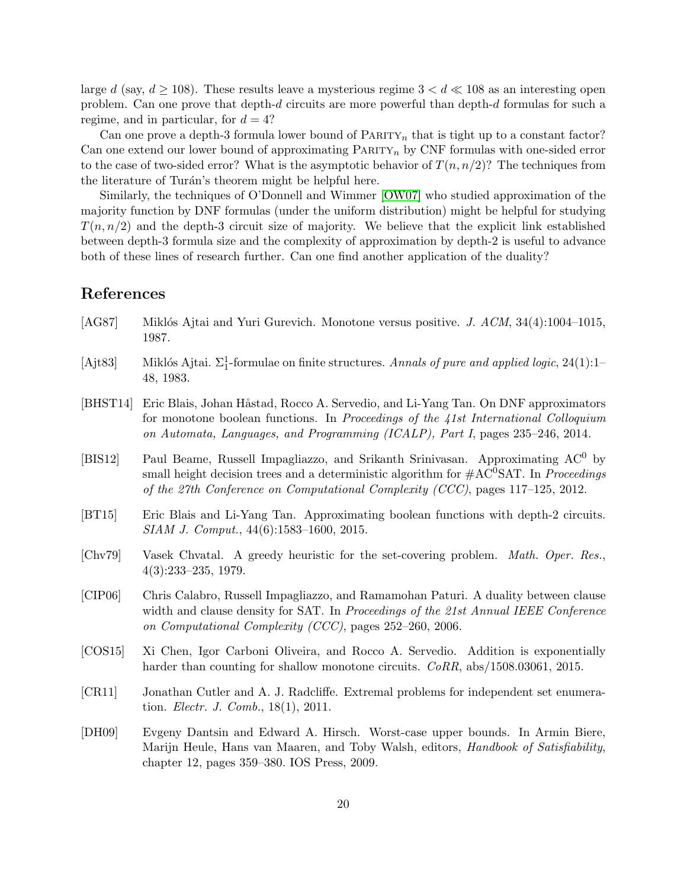large $d$ (say, $d \geq 108$). These results leave a mysterious regime $3 < d \ll 108$ as an interesting open problem. Can one prove that depth-$d$ circuits are more powerful than depth-$d$ formulas for such a regime, and in particular, for $d = 4$?

Can one prove a depth-3 formula lower bound of $\text{PARITY}_n$ that is tight up to a constant factor? Can one extend our lower bound of approximating $\text{PARITY}_n$ by CNF formulas with one-sided error to the case of two-sided error? What is the asymptotic behavior of $T(n, n/2)$? The techniques from the literature of Turán's theorem might be helpful here.

Similarly, the techniques of O'Donnell and Wimmer [OW07] who studied approximation of the majority function by DNF formulas (under the uniform distribution) might be helpful for studying $T(n, n/2)$ and the depth-3 circuit size of majority. We believe that the explicit link established between depth-3 formula size and the complexity of approximation by depth-2 is useful to advance both of these lines of research further. Can one find another application of the duality?

## References

[AG87] Miklós Ajtai and Yuri Gurevich. Monotone versus positive. *J. ACM*, 34(4):1004–1015, 1987.

[Ajt83] Miklós Ajtai. $\Sigma_1^1$-formulae on finite structures. *Annals of pure and applied logic*, 24(1):1–48, 1983.

[BHST14] Eric Blais, Johan Håstad, Rocco A. Servedio, and Li-Yang Tan. On DNF approximators for monotone boolean functions. In *Proceedings of the 41st International Colloquium on Automata, Languages, and Programming (ICALP), Part I*, pages 235–246, 2014.

[BIS12] Paul Beame, Russell Impagliazzo, and Srikanth Srinivasan. Approximating $\text{AC}^0$ by small height decision trees and a deterministic algorithm for $\#\text{AC}^0\text{SAT}$. In *Proceedings of the 27th Conference on Computational Complexity (CCC)*, pages 117–125, 2012.

[BT15] Eric Blais and Li-Yang Tan. Approximating boolean functions with depth-2 circuits. *SIAM J. Comput.*, 44(6):1583–1600, 2015.

[Chv79] Vasek Chvatal. A greedy heuristic for the set-covering problem. *Math. Oper. Res.*, 4(3):233–235, 1979.

[CIP06] Chris Calabro, Russell Impagliazzo, and Ramamohan Paturi. A duality between clause width and clause density for SAT. In *Proceedings of the 21st Annual IEEE Conference on Computational Complexity (CCC)*, pages 252–260, 2006.

[COS15] Xi Chen, Igor Carboni Oliveira, and Rocco A. Servedio. Addition is exponentially harder than counting for shallow monotone circuits. *CoRR*, abs/1508.03061, 2015.

[CR11] Jonathan Cutler and A. J. Radcliffe. Extremal problems for independent set enumeration. *Electr. J. Comb.*, 18(1), 2011.

[DH09] Evgeny Dantsin and Edward A. Hirsch. Worst-case upper bounds. In Armin Biere, Marijn Heule, Hans van Maaren, and Toby Walsh, editors, *Handbook of Satisfiability*, chapter 12, pages 359–380. IOS Press, 2009.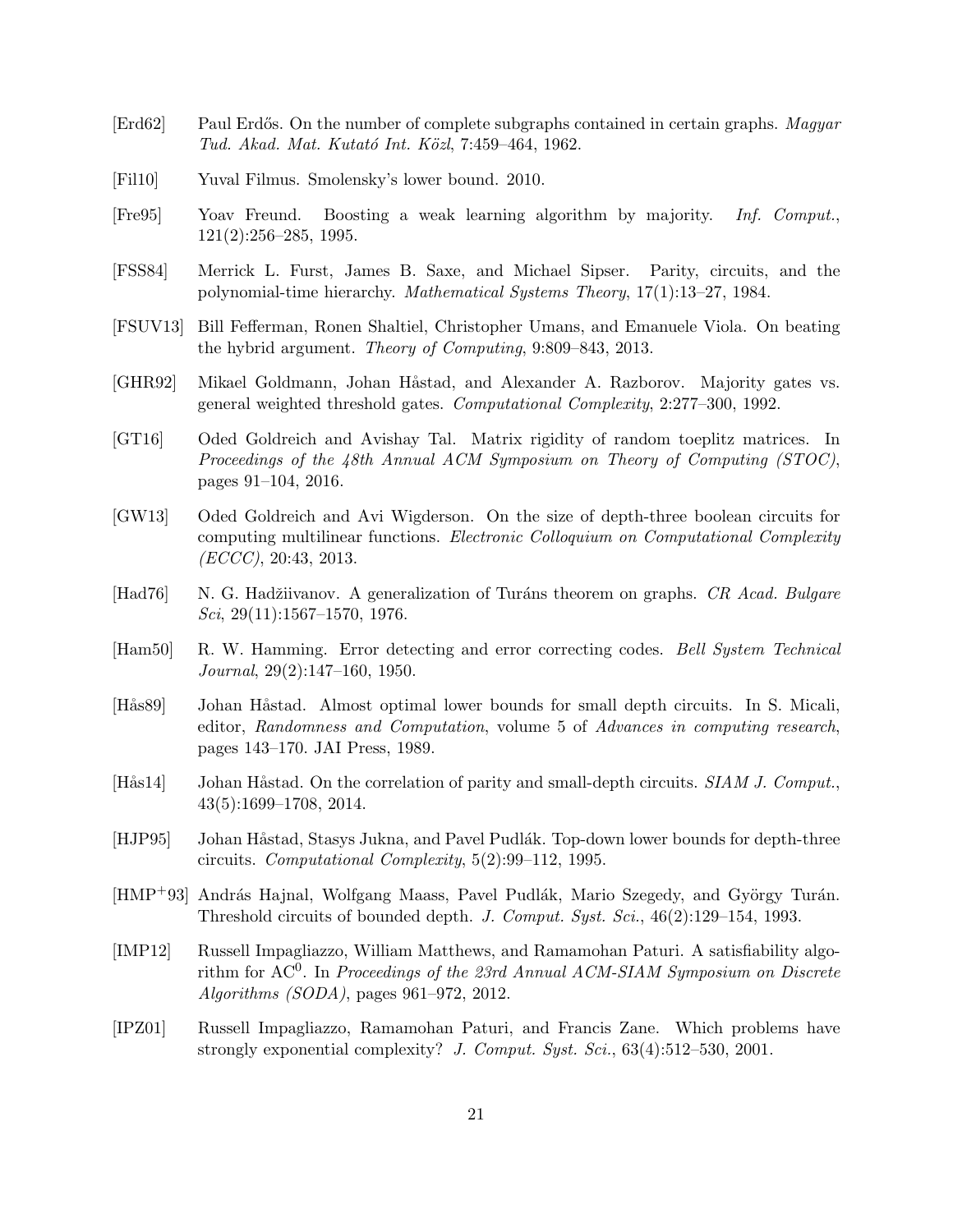[Erd62] Paul Erdős. On the number of complete subgraphs contained in certain graphs. *Magyar Tud. Akad. Mat. Kutató Int. Közl*, 7:459–464, 1962.

[Fil10] Yuval Filmus. Smolensky's lower bound. 2010.

[Fre95] Yoav Freund. Boosting a weak learning algorithm by majority. *Inf. Comput.*, 121(2):256–285, 1995.

[FSS84] Merrick L. Furst, James B. Saxe, and Michael Sipser. Parity, circuits, and the polynomial-time hierarchy. *Mathematical Systems Theory*, 17(1):13–27, 1984.

[FSUV13] Bill Fefferman, Ronen Shaltiel, Christopher Umans, and Emanuele Viola. On beating the hybrid argument. *Theory of Computing*, 9:809–843, 2013.

[GHR92] Mikael Goldmann, Johan Håstad, and Alexander A. Razborov. Majority gates vs. general weighted threshold gates. *Computational Complexity*, 2:277–300, 1992.

[GT16] Oded Goldreich and Avishay Tal. Matrix rigidity of random toeplitz matrices. In *Proceedings of the 48th Annual ACM Symposium on Theory of Computing (STOC)*, pages 91–104, 2016.

[GW13] Oded Goldreich and Avi Wigderson. On the size of depth-three boolean circuits for computing multilinear functions. *Electronic Colloquium on Computational Complexity (ECCC)*, 20:43, 2013.

[Had76] N. G. Hadžiivanov. A generalization of Turáns theorem on graphs. *CR Acad. Bulgare Sci*, 29(11):1567–1570, 1976.

[Ham50] R. W. Hamming. Error detecting and error correcting codes. *Bell System Technical Journal*, 29(2):147–160, 1950.

[Hås89] Johan Håstad. Almost optimal lower bounds for small depth circuits. In S. Micali, editor, *Randomness and Computation*, volume 5 of *Advances in computing research*, pages 143–170. JAI Press, 1989.

[Hås14] Johan Håstad. On the correlation of parity and small-depth circuits. *SIAM J. Comput.*, 43(5):1699–1708, 2014.

[HJP95] Johan Håstad, Stasys Jukna, and Pavel Pudlák. Top-down lower bounds for depth-three circuits. *Computational Complexity*, 5(2):99–112, 1995.

[HMP+93] András Hajnal, Wolfgang Maass, Pavel Pudlák, Mario Szegedy, and György Turán. Threshold circuits of bounded depth. *J. Comput. Syst. Sci.*, 46(2):129–154, 1993.

[IMP12] Russell Impagliazzo, William Matthews, and Ramamohan Paturi. A satisfiability algorithm for $\mathrm{AC}^0$. In *Proceedings of the 23rd Annual ACM-SIAM Symposium on Discrete Algorithms (SODA)*, pages 961–972, 2012.

[IPZ01] Russell Impagliazzo, Ramamohan Paturi, and Francis Zane. Which problems have strongly exponential complexity? *J. Comput. Syst. Sci.*, 63(4):512–530, 2001.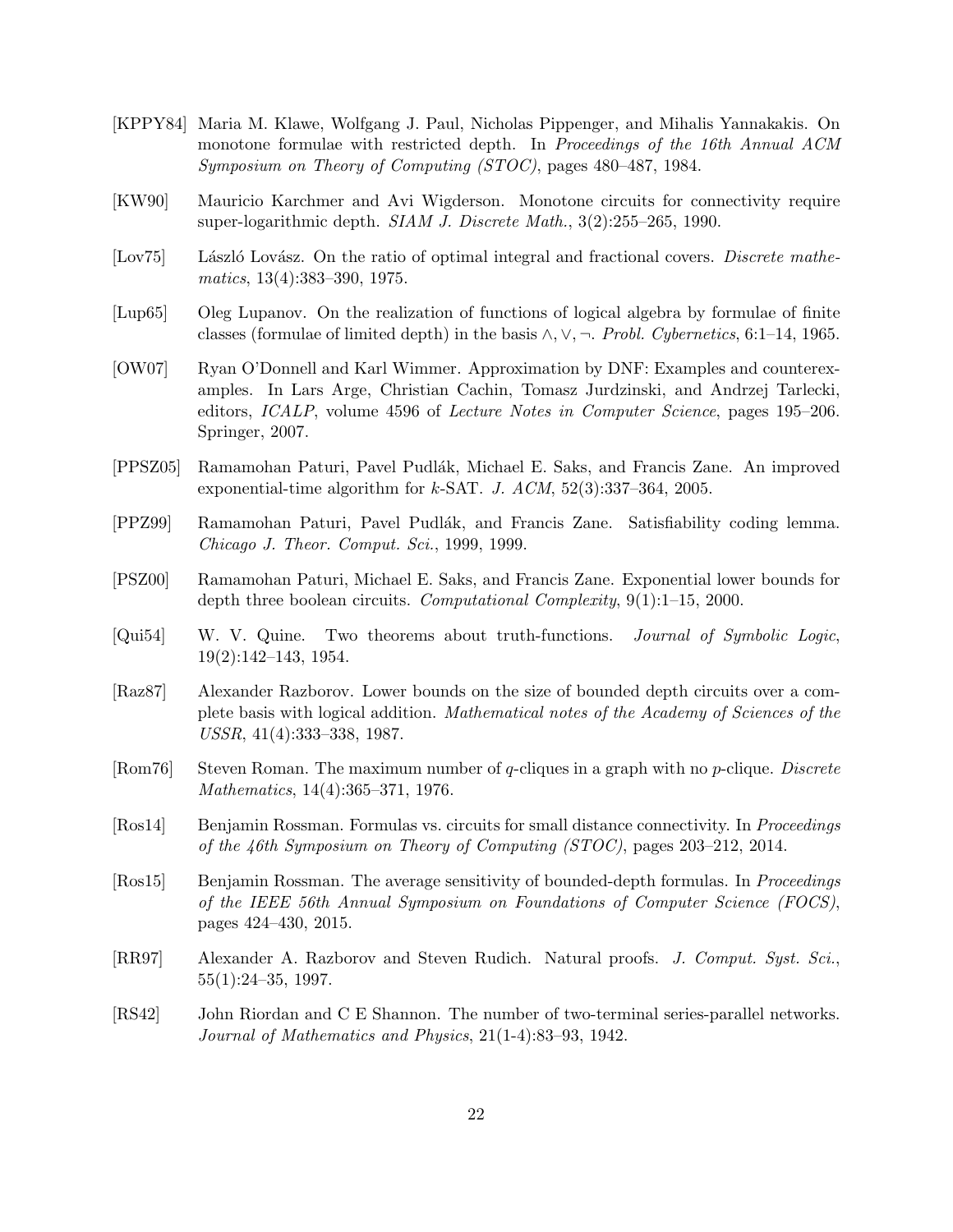[KPPY84] Maria M. Klawe, Wolfgang J. Paul, Nicholas Pippenger, and Mihalis Yannakakis. On monotone formulae with restricted depth. In *Proceedings of the 16th Annual ACM Symposium on Theory of Computing (STOC)*, pages 480–487, 1984.

[KW90] Mauricio Karchmer and Avi Wigderson. Monotone circuits for connectivity require super-logarithmic depth. *SIAM J. Discrete Math.*, 3(2):255–265, 1990.

[Lov75] László Lovász. On the ratio of optimal integral and fractional covers. *Discrete mathematics*, 13(4):383–390, 1975.

[Lup65] Oleg Lupanov. On the realization of functions of logical algebra by formulae of finite classes (formulae of limited depth) in the basis $\wedge, \vee, \neg$. *Probl. Cybernetics*, 6:1–14, 1965.

[OW07] Ryan O'Donnell and Karl Wimmer. Approximation by DNF: Examples and counterexamples. In Lars Arge, Christian Cachin, Tomasz Jurdzinski, and Andrzej Tarlecki, editors, *ICALP*, volume 4596 of *Lecture Notes in Computer Science*, pages 195–206. Springer, 2007.

[PPSZ05] Ramamohan Paturi, Pavel Pudlák, Michael E. Saks, and Francis Zane. An improved exponential-time algorithm for $k$-SAT. *J. ACM*, 52(3):337–364, 2005.

[PPZ99] Ramamohan Paturi, Pavel Pudlák, and Francis Zane. Satisfiability coding lemma. *Chicago J. Theor. Comput. Sci.*, 1999, 1999.

[PSZ00] Ramamohan Paturi, Michael E. Saks, and Francis Zane. Exponential lower bounds for depth three boolean circuits. *Computational Complexity*, 9(1):1–15, 2000.

[Qui54] W. V. Quine. Two theorems about truth-functions. *Journal of Symbolic Logic*, 19(2):142–143, 1954.

[Raz87] Alexander Razborov. Lower bounds on the size of bounded depth circuits over a complete basis with logical addition. *Mathematical notes of the Academy of Sciences of the USSR*, 41(4):333–338, 1987.

[Rom76] Steven Roman. The maximum number of $q$-cliques in a graph with no $p$-clique. *Discrete Mathematics*, 14(4):365–371, 1976.

[Ros14] Benjamin Rossman. Formulas vs. circuits for small distance connectivity. In *Proceedings of the 46th Symposium on Theory of Computing (STOC)*, pages 203–212, 2014.

[Ros15] Benjamin Rossman. The average sensitivity of bounded-depth formulas. In *Proceedings of the IEEE 56th Annual Symposium on Foundations of Computer Science (FOCS)*, pages 424–430, 2015.

[RR97] Alexander A. Razborov and Steven Rudich. Natural proofs. *J. Comput. Syst. Sci.*, 55(1):24–35, 1997.

[RS42] John Riordan and C E Shannon. The number of two-terminal series-parallel networks. *Journal of Mathematics and Physics*, 21(1-4):83–93, 1942.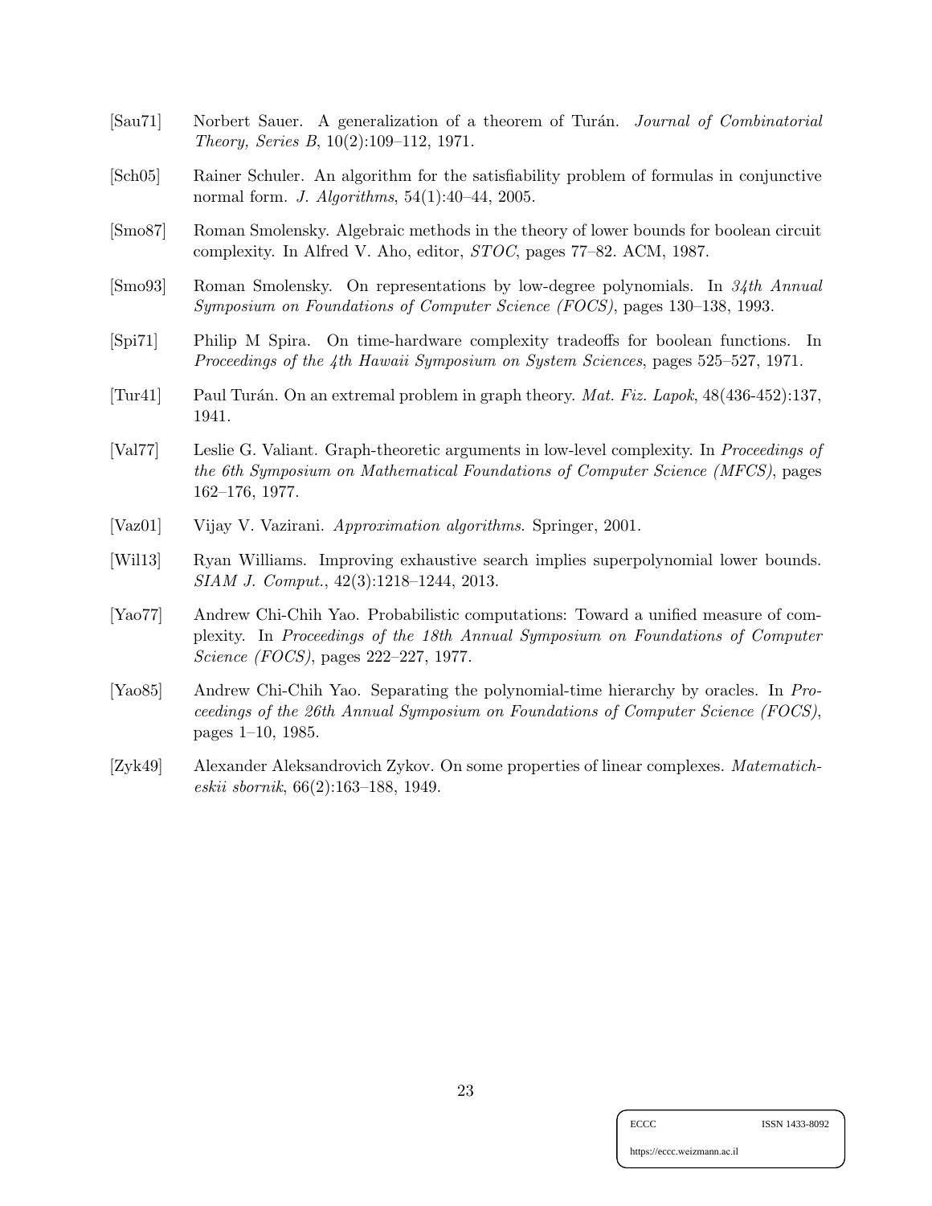[Sau71] Norbert Sauer. A generalization of a theorem of Turán. *Journal of Combinatorial Theory, Series B*, 10(2):109–112, 1971.

[Sch05] Rainer Schuler. An algorithm for the satisfiability problem of formulas in conjunctive normal form. *J. Algorithms*, 54(1):40–44, 2005.

[Smo87] Roman Smolensky. Algebraic methods in the theory of lower bounds for boolean circuit complexity. In Alfred V. Aho, editor, *STOC*, pages 77–82. ACM, 1987.

[Smo93] Roman Smolensky. On representations by low-degree polynomials. In *34th Annual Symposium on Foundations of Computer Science (FOCS)*, pages 130–138, 1993.

[Spi71] Philip M Spira. On time-hardware complexity tradeoffs for boolean functions. In *Proceedings of the 4th Hawaii Symposium on System Sciences*, pages 525–527, 1971.

[Tur41] Paul Turán. On an extremal problem in graph theory. *Mat. Fiz. Lapok*, 48(436-452):137, 1941.

[Val77] Leslie G. Valiant. Graph-theoretic arguments in low-level complexity. In *Proceedings of the 6th Symposium on Mathematical Foundations of Computer Science (MFCS)*, pages 162–176, 1977.

[Vaz01] Vijay V. Vazirani. *Approximation algorithms*. Springer, 2001.

[Wil13] Ryan Williams. Improving exhaustive search implies superpolynomial lower bounds. *SIAM J. Comput.*, 42(3):1218–1244, 2013.

[Yao77] Andrew Chi-Chih Yao. Probabilistic computations: Toward a unified measure of complexity. In *Proceedings of the 18th Annual Symposium on Foundations of Computer Science (FOCS)*, pages 222–227, 1977.

[Yao85] Andrew Chi-Chih Yao. Separating the polynomial-time hierarchy by oracles. In *Proceedings of the 26th Annual Symposium on Foundations of Computer Science (FOCS)*, pages 1–10, 1985.

[Zyk49] Alexander Aleksandrovich Zykov. On some properties of linear complexes. *Matematicheskii sbornik*, 66(2):163–188, 1949.

ECCC ISSN 1433-8092

https://eccc.weizmann.ac.il